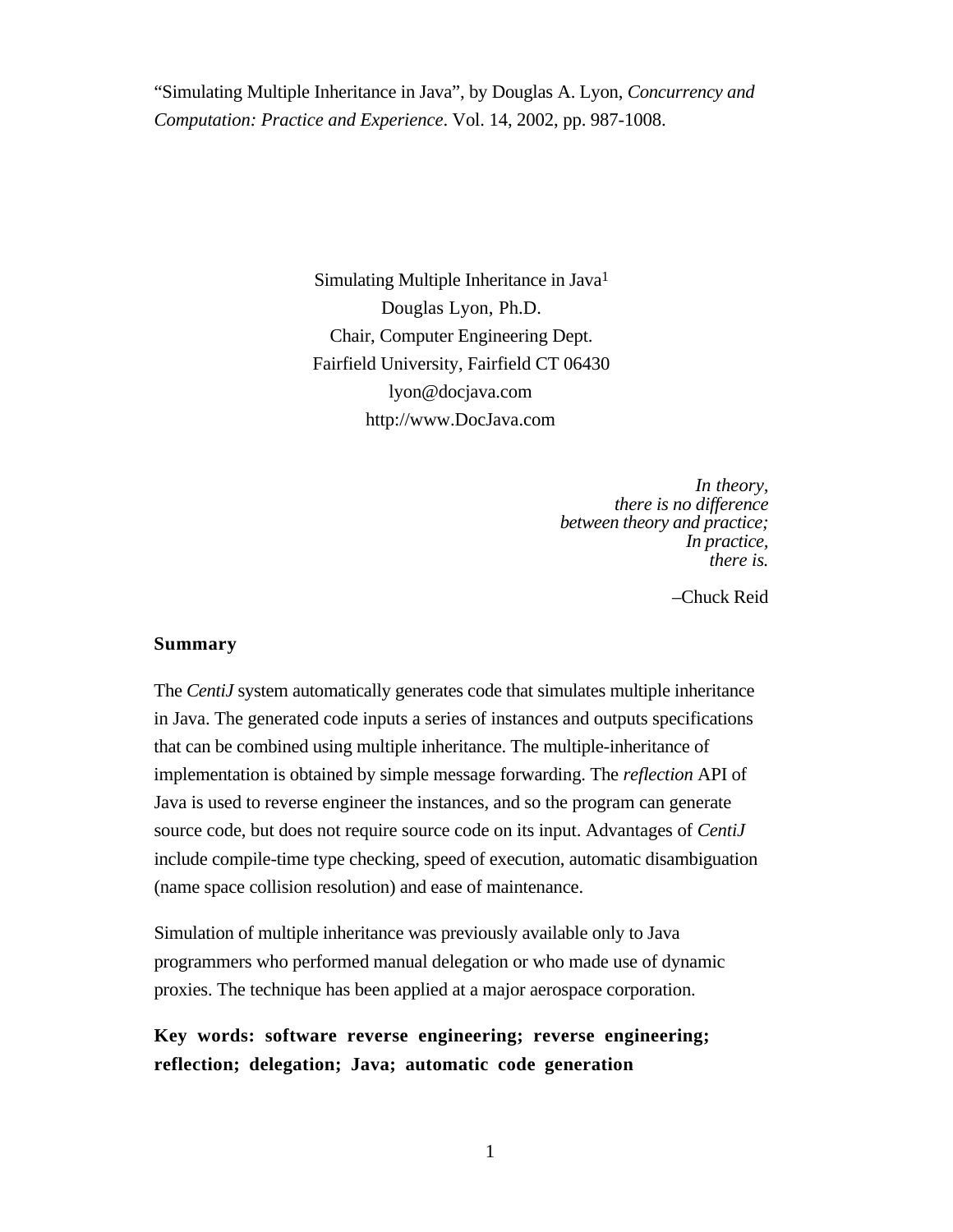"Simulating Multiple Inheritance in Java", by Douglas A. Lyon, *Concurrency and Computation: Practice and Experience*. Vol. 14, 2002, pp. 987-1008.

# Simulating Multiple Inheritance in Java[1]

Douglas Lyon, Ph.D.
Chair, Computer Engineering Dept.
Fairfield University, Fairfield CT 06430
lyon@docjava.com
http://www.DocJava.com

> *In theory,*
> *there is no difference*
> *between theory and practice;*
> *In practice,*
> *there is.*
>
> –Chuck Reid

## Summary

The *CentiJ* system automatically generates code that simulates multiple inheritance in Java. The generated code inputs a series of instances and outputs specifications that can be combined using multiple inheritance. The multiple-inheritance of implementation is obtained by simple message forwarding. The *reflection* API of Java is used to reverse engineer the instances, and so the program can generate source code, but does not require source code on its input. Advantages of *CentiJ* include compile-time type checking, speed of execution, automatic disambiguation (name space collision resolution) and ease of maintenance.

Simulation of multiple inheritance was previously available only to Java programmers who performed manual delegation or who made use of dynamic proxies. The technique has been applied at a major aerospace corporation.

**Key words: software reverse engineering; reverse engineering; reflection; delegation; Java; automatic code generation**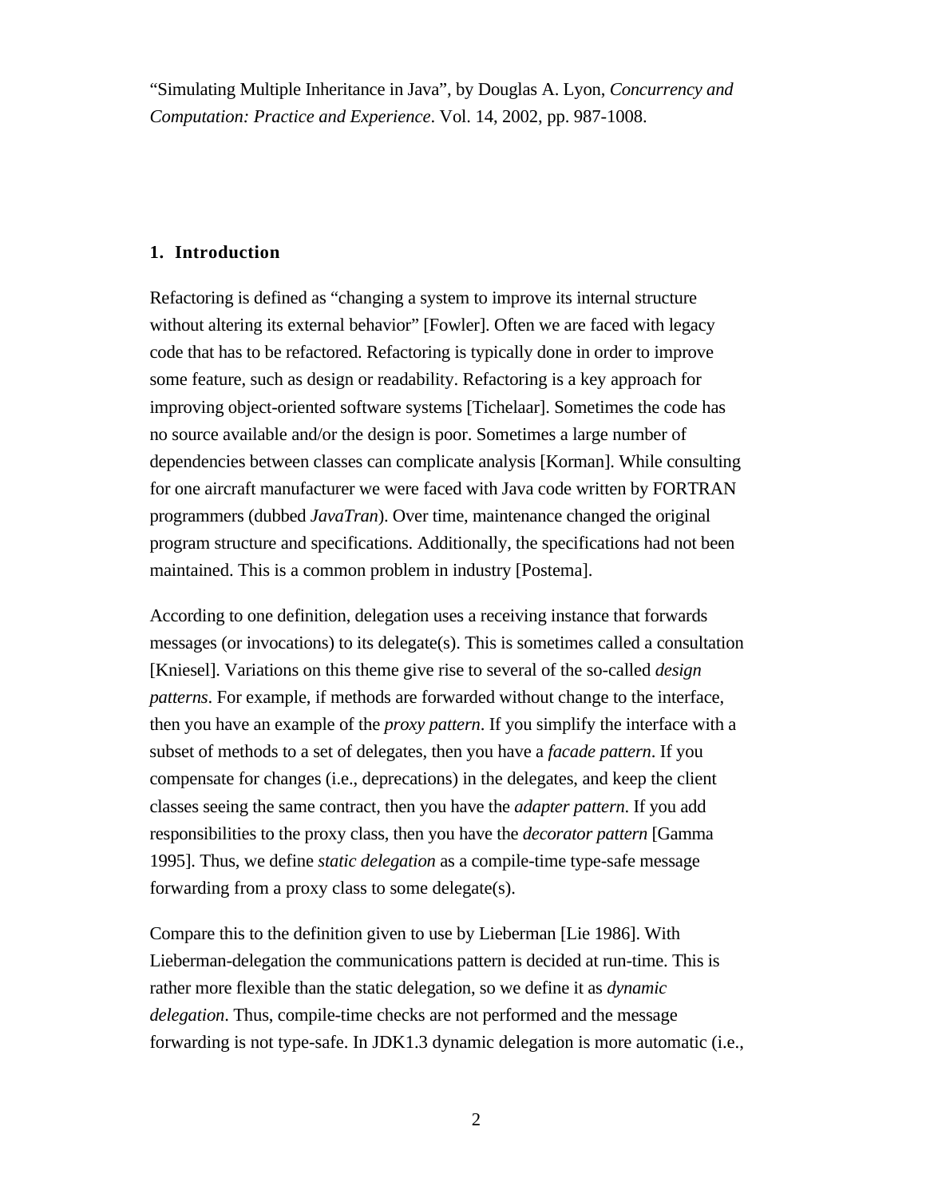"Simulating Multiple Inheritance in Java", by Douglas A. Lyon, *Concurrency and Computation: Practice and Experience*. Vol. 14, 2002, pp. 987-1008.

## 1. Introduction

Refactoring is defined as "changing a system to improve its internal structure without altering its external behavior" [Fowler]. Often we are faced with legacy code that has to be refactored. Refactoring is typically done in order to improve some feature, such as design or readability. Refactoring is a key approach for improving object-oriented software systems [Tichelaar]. Sometimes the code has no source available and/or the design is poor. Sometimes a large number of dependencies between classes can complicate analysis [Korman]. While consulting for one aircraft manufacturer we were faced with Java code written by FORTRAN programmers (dubbed *JavaTran*). Over time, maintenance changed the original program structure and specifications. Additionally, the specifications had not been maintained. This is a common problem in industry [Postema].

According to one definition, delegation uses a receiving instance that forwards messages (or invocations) to its delegate(s). This is sometimes called a consultation [Kniesel]. Variations on this theme give rise to several of the so-called *design patterns*. For example, if methods are forwarded without change to the interface, then you have an example of the *proxy pattern*. If you simplify the interface with a subset of methods to a set of delegates, then you have a *facade pattern*. If you compensate for changes (i.e., deprecations) in the delegates, and keep the client classes seeing the same contract, then you have the *adapter pattern*. If you add responsibilities to the proxy class, then you have the *decorator pattern* [Gamma 1995]. Thus, we define *static delegation* as a compile-time type-safe message forwarding from a proxy class to some delegate(s).

Compare this to the definition given to use by Lieberman [Lie 1986]. With Lieberman-delegation the communications pattern is decided at run-time. This is rather more flexible than the static delegation, so we define it as *dynamic delegation*. Thus, compile-time checks are not performed and the message forwarding is not type-safe. In JDK1.3 dynamic delegation is more automatic (i.e.,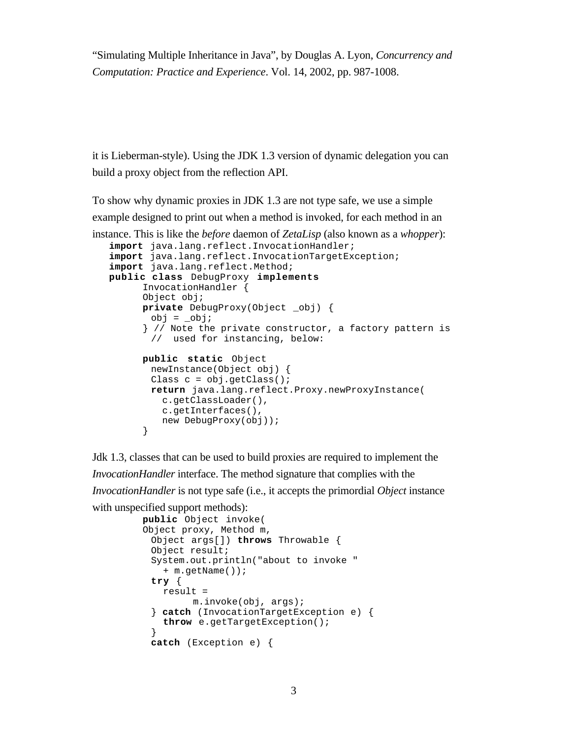it is Lieberman-style). Using the JDK 1.3 version of dynamic delegation you can build a proxy object from the reflection API.

To show why dynamic proxies in JDK 1.3 are not type safe, we use a simple example designed to print out when a method is invoked, for each method in an instance. This is like the *before* daemon of *ZetaLisp* (also known as a *whopper*):

```
import java.lang.reflect.InvocationHandler;
import java.lang.reflect.InvocationTargetException;
import java.lang.reflect.Method;
public class DebugProxy implements
      InvocationHandler {
      Object obj;
      private DebugProxy(Object _obj) {
        obj = _obj;
      } // Note the private constructor, a factory pattern is
        //  used for instancing, below:

      public static Object
        newInstance(Object obj) {
        Class c = obj.getClass();
        return java.lang.reflect.Proxy.newProxyInstance(
          c.getClassLoader(),
          c.getInterfaces(),
          new DebugProxy(obj));
      }
```

Jdk 1.3, classes that can be used to build proxies are required to implement the *InvocationHandler* interface. The method signature that complies with the *InvocationHandler* is not type safe (i.e., it accepts the primordial *Object* instance with unspecified support methods):

```
      public Object invoke(
      Object proxy, Method m,
        Object args[]) throws Throwable {
        Object result;
        System.out.println("about to invoke "
          + m.getName());
        try {
          result =
               m.invoke(obj, args);
        } catch (InvocationTargetException e) {
          throw e.getTargetException();
        }
        catch (Exception e) {
```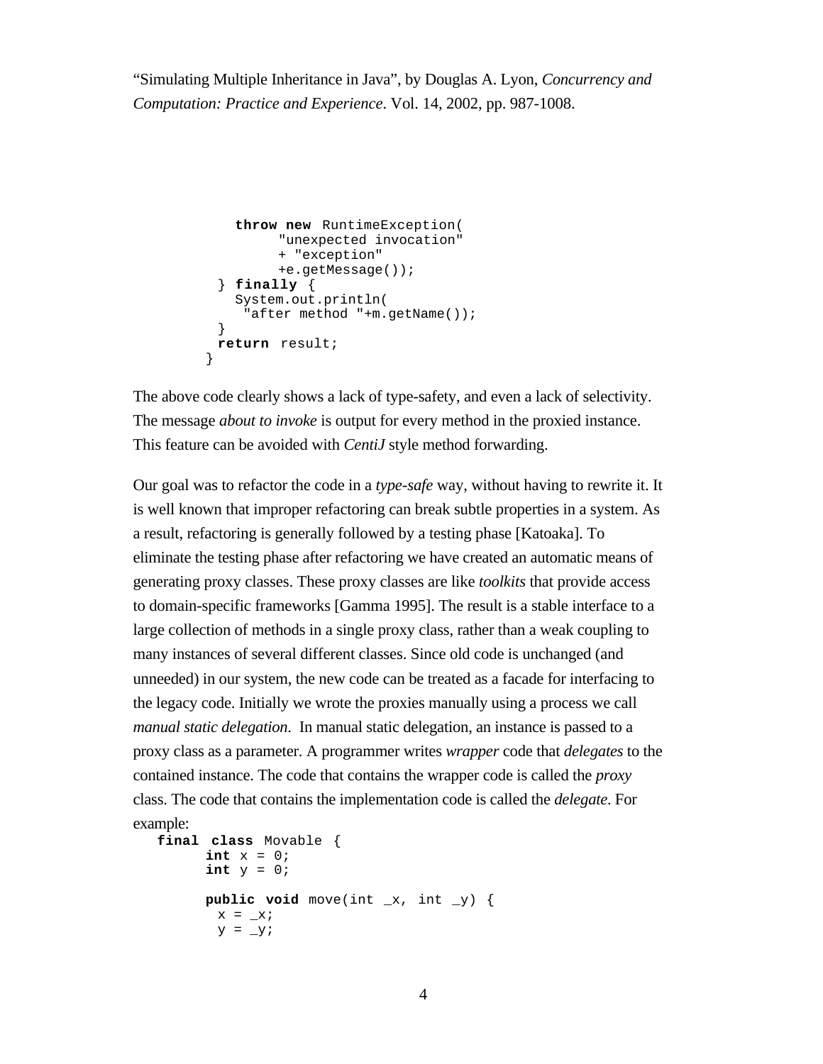```
            throw new RuntimeException(
                  "unexpected invocation"
                  + "exception"
                  +e.getMessage());
         } finally {
            System.out.println(
             "after method "+m.getName());
         }
         return result;
       }
```

The above code clearly shows a lack of type-safety, and even a lack of selectivity. The message *about to invoke* is output for every method in the proxied instance. This feature can be avoided with *CentiJ* style method forwarding.

Our goal was to refactor the code in a *type-safe* way, without having to rewrite it. It is well known that improper refactoring can break subtle properties in a system. As a result, refactoring is generally followed by a testing phase [Katoaka]. To eliminate the testing phase after refactoring we have created an automatic means of generating proxy classes. These proxy classes are like *toolkits* that provide access to domain-specific frameworks [Gamma 1995]. The result is a stable interface to a large collection of methods in a single proxy class, rather than a weak coupling to many instances of several different classes. Since old code is unchanged (and unneeded) in our system, the new code can be treated as a facade for interfacing to the legacy code. Initially we wrote the proxies manually using a process we call *manual static delegation*. In manual static delegation, an instance is passed to a proxy class as a parameter. A programmer writes *wrapper* code that *delegates* to the contained instance. The code that contains the wrapper code is called the *proxy* class. The code that contains the implementation code is called the *delegate*. For example:

```
final class Movable {
        int x = 0;
        int y = 0;

        public void move(int _x, int _y) {
          x = _x;
          y = _y;
```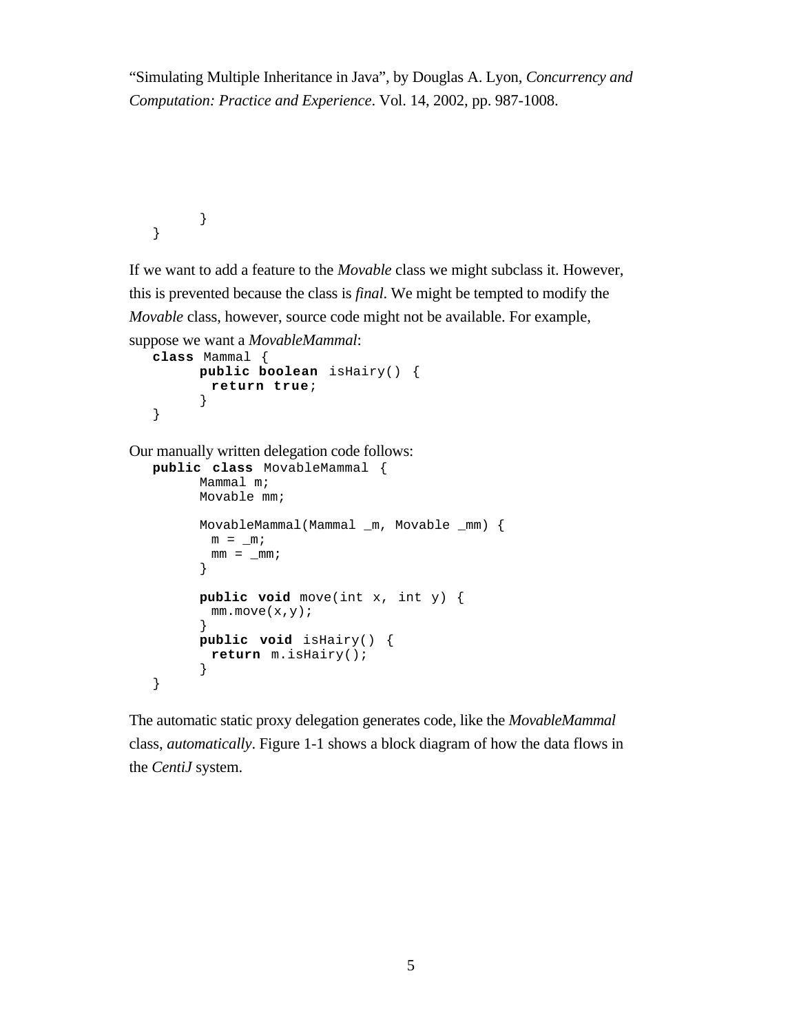```
    }
}
```

If we want to add a feature to the *Movable* class we might subclass it. However, this is prevented because the class is *final*. We might be tempted to modify the *Movable* class, however, source code might not be available. For example, suppose we want a *MovableMammal*:

```
class Mammal {
    public boolean isHairy() {
        return true;
    }
}
```

Our manually written delegation code follows:

```
public class MovableMammal {
    Mammal m;
    Movable mm;

    MovableMammal(Mammal _m, Movable _mm) {
        m = _m;
        mm = _mm;
    }

    public void move(int x, int y) {
        mm.move(x,y);
    }
    public void isHairy() {
        return m.isHairy();
    }
}
```

The automatic static proxy delegation generates code, like the *MovableMammal* class, *automatically*. Figure 1-1 shows a block diagram of how the data flows in the *CentiJ* system.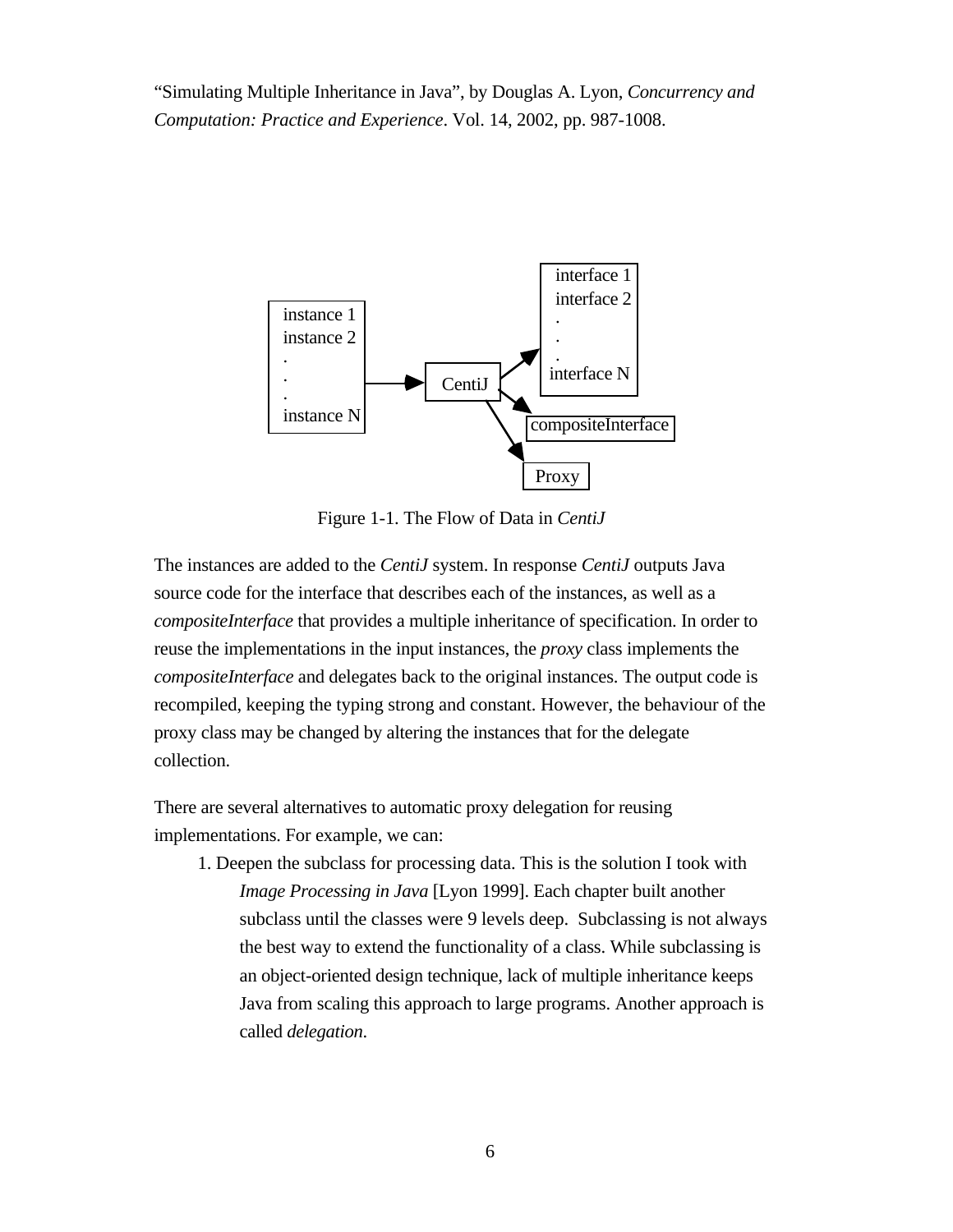Figure 1-1. The Flow of Data in *CentiJ*

The instances are added to the *CentiJ* system. In response *CentiJ* outputs Java source code for the interface that describes each of the instances, as well as a *compositeInterface* that provides a multiple inheritance of specification. In order to reuse the implementations in the input instances, the *proxy* class implements the *compositeInterface* and delegates back to the original instances. The output code is recompiled, keeping the typing strong and constant. However, the behaviour of the proxy class may be changed by altering the instances that for the delegate collection.

There are several alternatives to automatic proxy delegation for reusing implementations. For example, we can:

1. Deepen the subclass for processing data. This is the solution I took with *Image Processing in Java* [Lyon 1999]. Each chapter built another subclass until the classes were 9 levels deep. Subclassing is not always the best way to extend the functionality of a class. While subclassing is an object-oriented design technique, lack of multiple inheritance keeps Java from scaling this approach to large programs. Another approach is called *delegation*.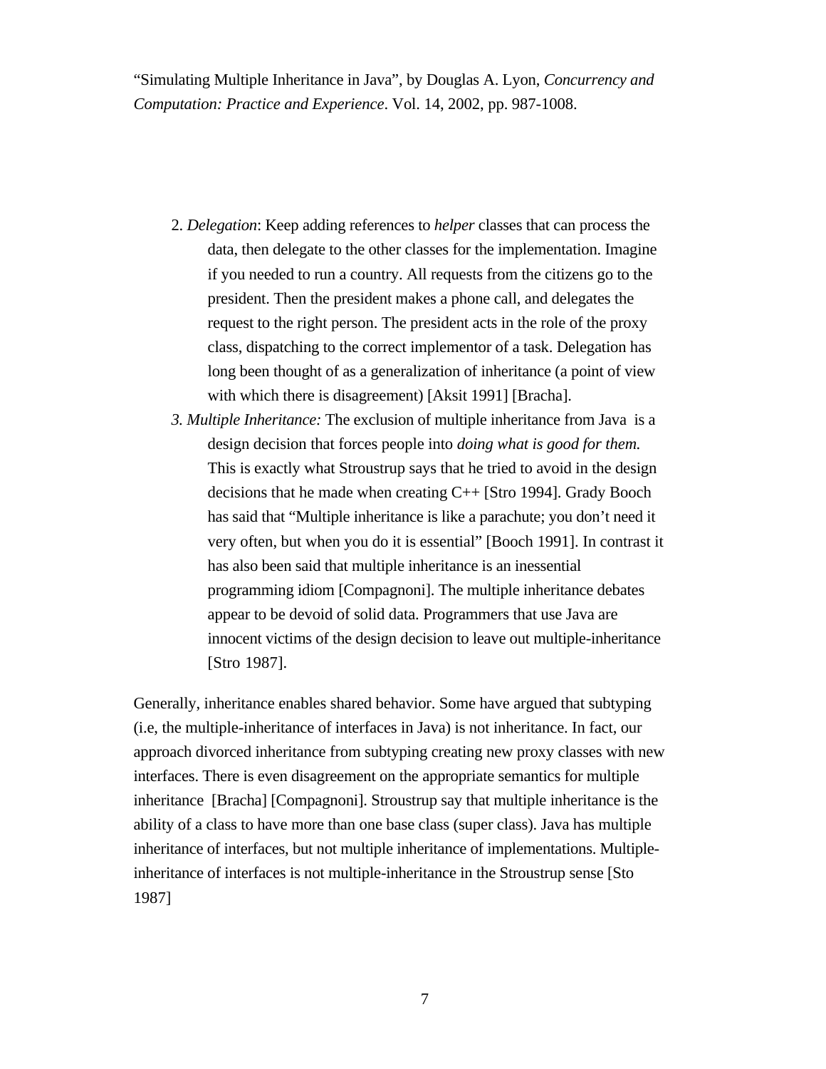2. *Delegation*: Keep adding references to *helper* classes that can process the data, then delegate to the other classes for the implementation. Imagine if you needed to run a country. All requests from the citizens go to the president. Then the president makes a phone call, and delegates the request to the right person. The president acts in the role of the proxy class, dispatching to the correct implementor of a task. Delegation has long been thought of as a generalization of inheritance (a point of view with which there is disagreement) [Aksit 1991] [Bracha].
3. *Multiple Inheritance:* The exclusion of multiple inheritance from Java is a design decision that forces people into *doing what is good for them.* This is exactly what Stroustrup says that he tried to avoid in the design decisions that he made when creating C++ [Stro 1994]. Grady Booch has said that "Multiple inheritance is like a parachute; you don't need it very often, but when you do it is essential" [Booch 1991]. In contrast it has also been said that multiple inheritance is an inessential programming idiom [Compagnoni]. The multiple inheritance debates appear to be devoid of solid data. Programmers that use Java are innocent victims of the design decision to leave out multiple-inheritance [Stro 1987].

Generally, inheritance enables shared behavior. Some have argued that subtyping (i.e, the multiple-inheritance of interfaces in Java) is not inheritance. In fact, our approach divorced inheritance from subtyping creating new proxy classes with new interfaces. There is even disagreement on the appropriate semantics for multiple inheritance [Bracha] [Compagnoni]. Stroustrup say that multiple inheritance is the ability of a class to have more than one base class (super class). Java has multiple inheritance of interfaces, but not multiple inheritance of implementations. Multiple-inheritance of interfaces is not multiple-inheritance in the Stroustrup sense [Sto 1987]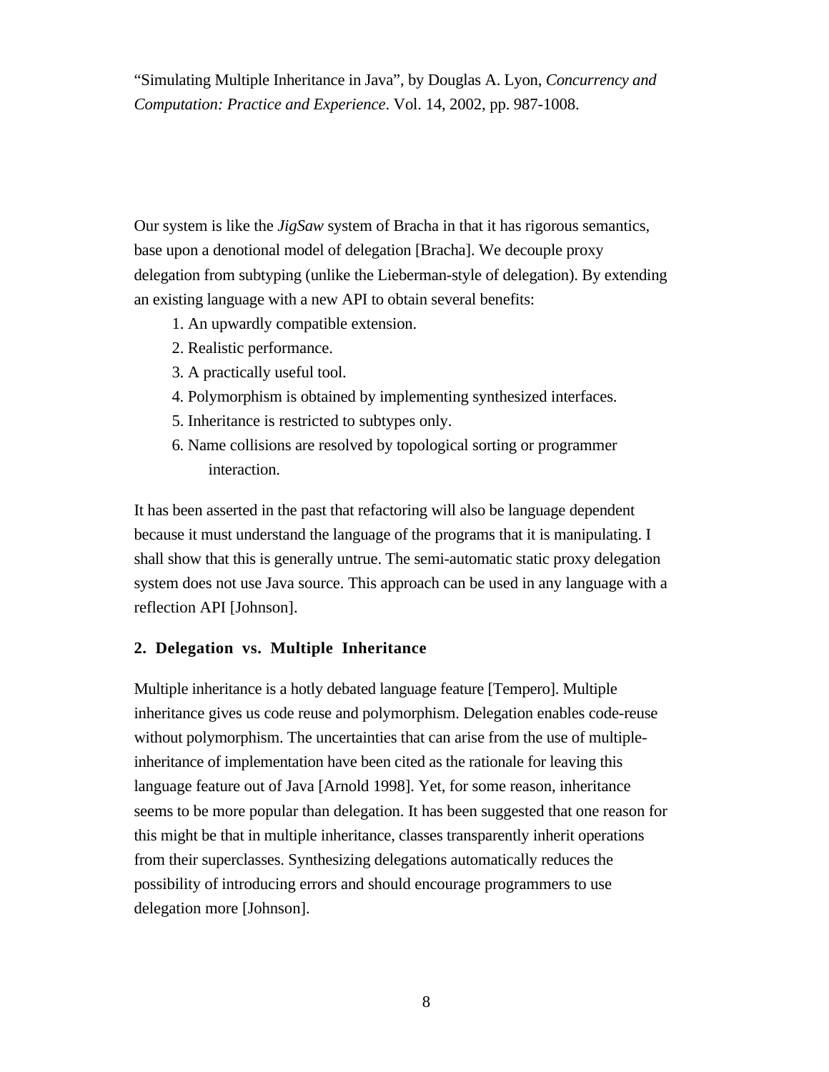"Simulating Multiple Inheritance in Java", by Douglas A. Lyon, *Concurrency and Computation: Practice and Experience*. Vol. 14, 2002, pp. 987-1008.

Our system is like the *JigSaw* system of Bracha in that it has rigorous semantics, base upon a denotional model of delegation [Bracha]. We decouple proxy delegation from subtyping (unlike the Lieberman-style of delegation). By extending an existing language with a new API to obtain several benefits:

1. An upwardly compatible extension.
2. Realistic performance.
3. A practically useful tool.
4. Polymorphism is obtained by implementing synthesized interfaces.
5. Inheritance is restricted to subtypes only.
6. Name collisions are resolved by topological sorting or programmer interaction.

It has been asserted in the past that refactoring will also be language dependent because it must understand the language of the programs that it is manipulating. I shall show that this is generally untrue. The semi-automatic static proxy delegation system does not use Java source. This approach can be used in any language with a reflection API [Johnson].

## 2. Delegation vs. Multiple Inheritance

Multiple inheritance is a hotly debated language feature [Tempero]. Multiple inheritance gives us code reuse and polymorphism. Delegation enables code-reuse without polymorphism. The uncertainties that can arise from the use of multiple-inheritance of implementation have been cited as the rationale for leaving this language feature out of Java [Arnold 1998]. Yet, for some reason, inheritance seems to be more popular than delegation. It has been suggested that one reason for this might be that in multiple inheritance, classes transparently inherit operations from their superclasses. Synthesizing delegations automatically reduces the possibility of introducing errors and should encourage programmers to use delegation more [Johnson].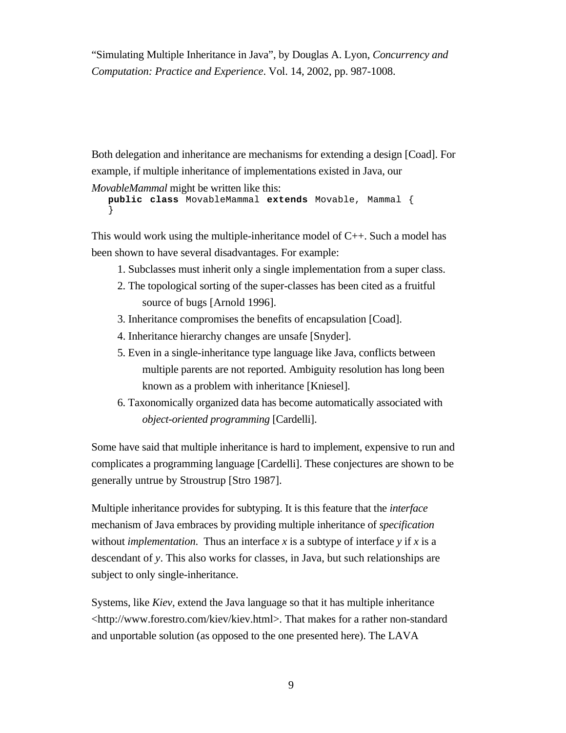"Simulating Multiple Inheritance in Java", by Douglas A. Lyon, *Concurrency and Computation: Practice and Experience*. Vol. 14, 2002, pp. 987-1008.

Both delegation and inheritance are mechanisms for extending a design [Coad]. For example, if multiple inheritance of implementations existed in Java, our *MovableMammal* might be written like this:

```
public class MovableMammal extends Movable, Mammal {
}
```

This would work using the multiple-inheritance model of C++. Such a model has been shown to have several disadvantages. For example:

1. Subclasses must inherit only a single implementation from a super class.
2. The topological sorting of the super-classes has been cited as a fruitful source of bugs [Arnold 1996].
3. Inheritance compromises the benefits of encapsulation [Coad].
4. Inheritance hierarchy changes are unsafe [Snyder].
5. Even in a single-inheritance type language like Java, conflicts between multiple parents are not reported. Ambiguity resolution has long been known as a problem with inheritance [Kniesel].
6. Taxonomically organized data has become automatically associated with *object-oriented programming* [Cardelli].

Some have said that multiple inheritance is hard to implement, expensive to run and complicates a programming language [Cardelli]. These conjectures are shown to be generally untrue by Stroustrup [Stro 1987].

Multiple inheritance provides for subtyping. It is this feature that the *interface* mechanism of Java embraces by providing multiple inheritance of *specification* without *implementation.* Thus an interface $x$ is a subtype of interface $y$ if $x$ is a descendant of $y$. This also works for classes, in Java, but such relationships are subject to only single-inheritance.

Systems, like *Kiev*, extend the Java language so that it has multiple inheritance <http://www.forestro.com/kiev/kiev.html>. That makes for a rather non-standard and unportable solution (as opposed to the one presented here). The LAVA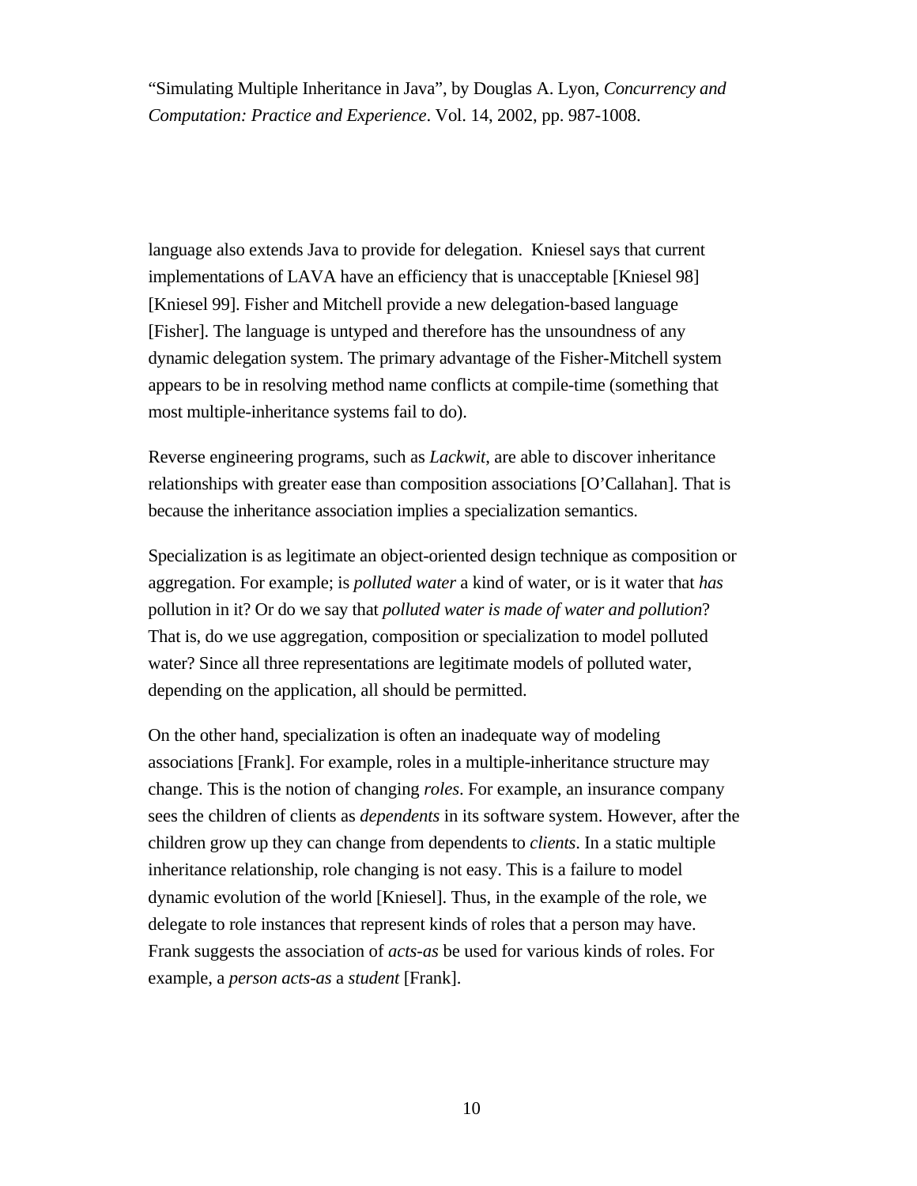language also extends Java to provide for delegation. Kniesel says that current implementations of LAVA have an efficiency that is unacceptable [Kniesel 98] [Kniesel 99]. Fisher and Mitchell provide a new delegation-based language [Fisher]. The language is untyped and therefore has the unsoundness of any dynamic delegation system. The primary advantage of the Fisher-Mitchell system appears to be in resolving method name conflicts at compile-time (something that most multiple-inheritance systems fail to do).

Reverse engineering programs, such as *Lackwit,* are able to discover inheritance relationships with greater ease than composition associations [O'Callahan]. That is because the inheritance association implies a specialization semantics.

Specialization is as legitimate an object-oriented design technique as composition or aggregation. For example; is *polluted water* a kind of water, or is it water that *has* pollution in it? Or do we say that *polluted water is made of water and pollution*? That is, do we use aggregation, composition or specialization to model polluted water? Since all three representations are legitimate models of polluted water, depending on the application, all should be permitted.

On the other hand, specialization is often an inadequate way of modeling associations [Frank]. For example, roles in a multiple-inheritance structure may change. This is the notion of changing *roles*. For example, an insurance company sees the children of clients as *dependents* in its software system. However, after the children grow up they can change from dependents to *clients*. In a static multiple inheritance relationship, role changing is not easy. This is a failure to model dynamic evolution of the world [Kniesel]. Thus, in the example of the role, we delegate to role instances that represent kinds of roles that a person may have. Frank suggests the association of *acts-as* be used for various kinds of roles. For example, a *person acts-as* a *student* [Frank].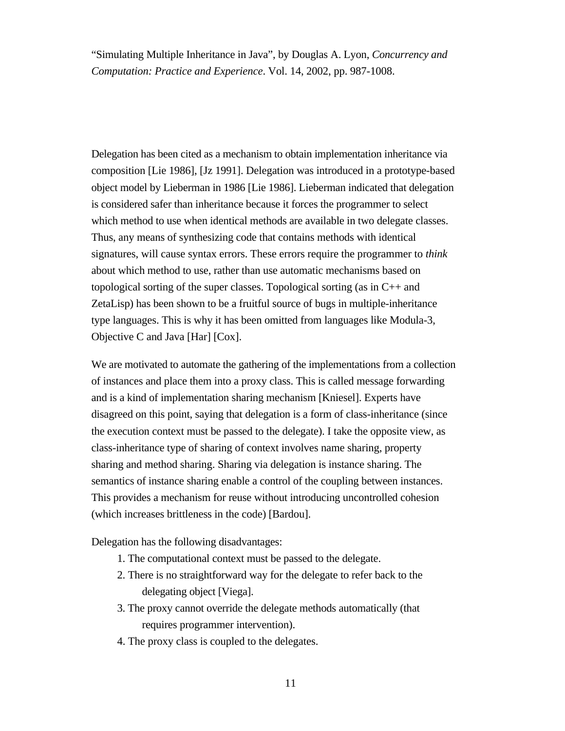“Simulating Multiple Inheritance in Java”, by Douglas A. Lyon, *Concurrency and Computation: Practice and Experience*. Vol. 14, 2002, pp. 987-1008.

Delegation has been cited as a mechanism to obtain implementation inheritance via composition [Lie 1986], [Jz 1991]. Delegation was introduced in a prototype-based object model by Lieberman in 1986 [Lie 1986]. Lieberman indicated that delegation is considered safer than inheritance because it forces the programmer to select which method to use when identical methods are available in two delegate classes. Thus, any means of synthesizing code that contains methods with identical signatures, will cause syntax errors. These errors require the programmer to *think* about which method to use, rather than use automatic mechanisms based on topological sorting of the super classes. Topological sorting (as in C++ and ZetaLisp) has been shown to be a fruitful source of bugs in multiple-inheritance type languages. This is why it has been omitted from languages like Modula-3, Objective C and Java [Har] [Cox].

We are motivated to automate the gathering of the implementations from a collection of instances and place them into a proxy class. This is called message forwarding and is a kind of implementation sharing mechanism [Kniesel]. Experts have disagreed on this point, saying that delegation is a form of class-inheritance (since the execution context must be passed to the delegate). I take the opposite view, as class-inheritance type of sharing of context involves name sharing, property sharing and method sharing. Sharing via delegation is instance sharing. The semantics of instance sharing enable a control of the coupling between instances. This provides a mechanism for reuse without introducing uncontrolled cohesion (which increases brittleness in the code) [Bardou].

Delegation has the following disadvantages:

1. The computational context must be passed to the delegate.
2. There is no straightforward way for the delegate to refer back to the delegating object [Viega].
3. The proxy cannot override the delegate methods automatically (that requires programmer intervention).
4. The proxy class is coupled to the delegates.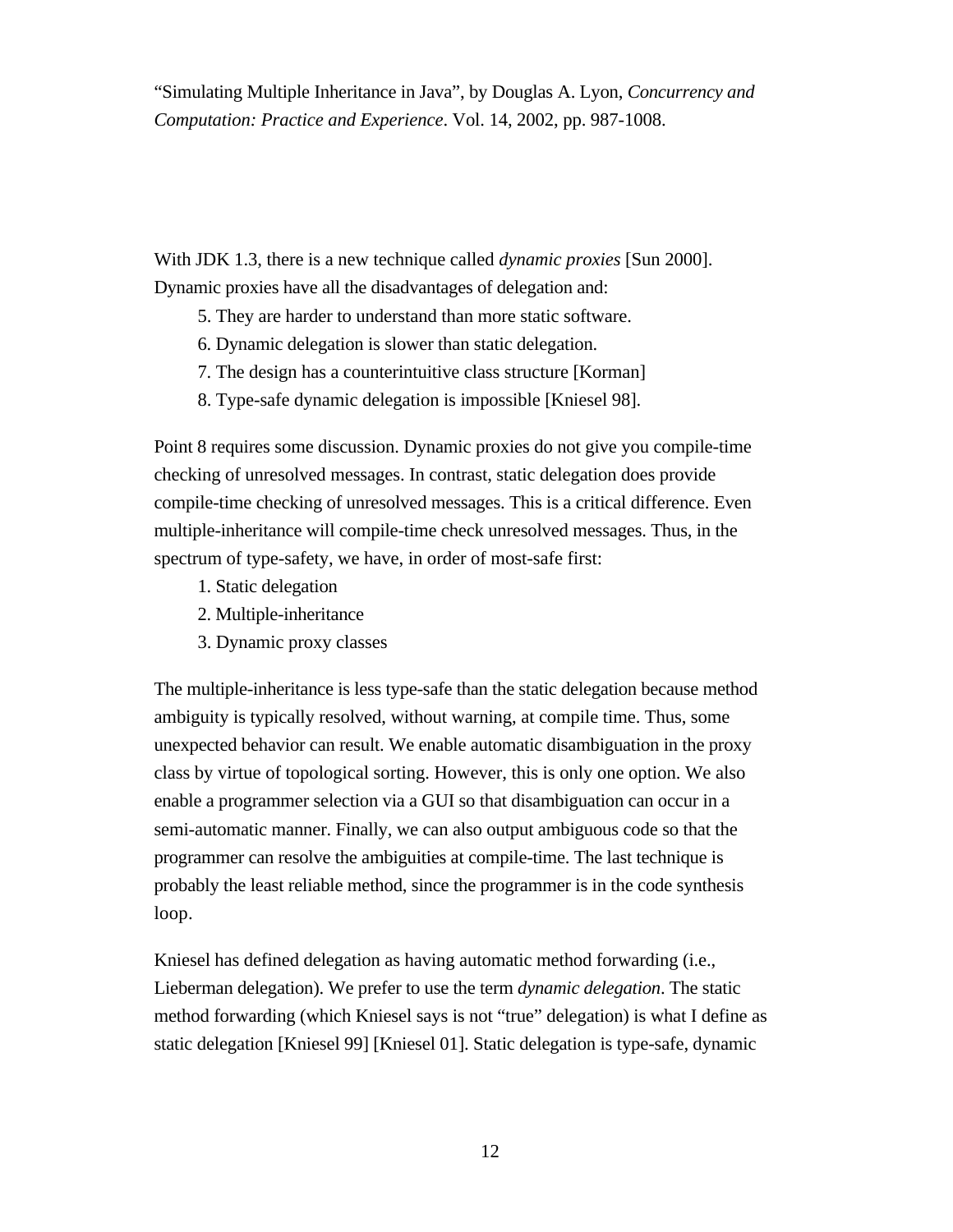With JDK 1.3, there is a new technique called *dynamic proxies* [Sun 2000]. Dynamic proxies have all the disadvantages of delegation and:

5. They are harder to understand than more static software.
6. Dynamic delegation is slower than static delegation.
7. The design has a counterintuitive class structure [Korman]
8. Type-safe dynamic delegation is impossible [Kniesel 98].

Point 8 requires some discussion. Dynamic proxies do not give you compile-time checking of unresolved messages. In contrast, static delegation does provide compile-time checking of unresolved messages. This is a critical difference. Even multiple-inheritance will compile-time check unresolved messages. Thus, in the spectrum of type-safety, we have, in order of most-safe first:

1. Static delegation
2. Multiple-inheritance
3. Dynamic proxy classes

The multiple-inheritance is less type-safe than the static delegation because method ambiguity is typically resolved, without warning, at compile time. Thus, some unexpected behavior can result. We enable automatic disambiguation in the proxy class by virtue of topological sorting. However, this is only one option. We also enable a programmer selection via a GUI so that disambiguation can occur in a semi-automatic manner. Finally, we can also output ambiguous code so that the programmer can resolve the ambiguities at compile-time. The last technique is probably the least reliable method, since the programmer is in the code synthesis loop.

Kniesel has defined delegation as having automatic method forwarding (i.e., Lieberman delegation). We prefer to use the term *dynamic delegation*. The static method forwarding (which Kniesel says is not "true" delegation) is what I define as static delegation [Kniesel 99] [Kniesel 01]. Static delegation is type-safe, dynamic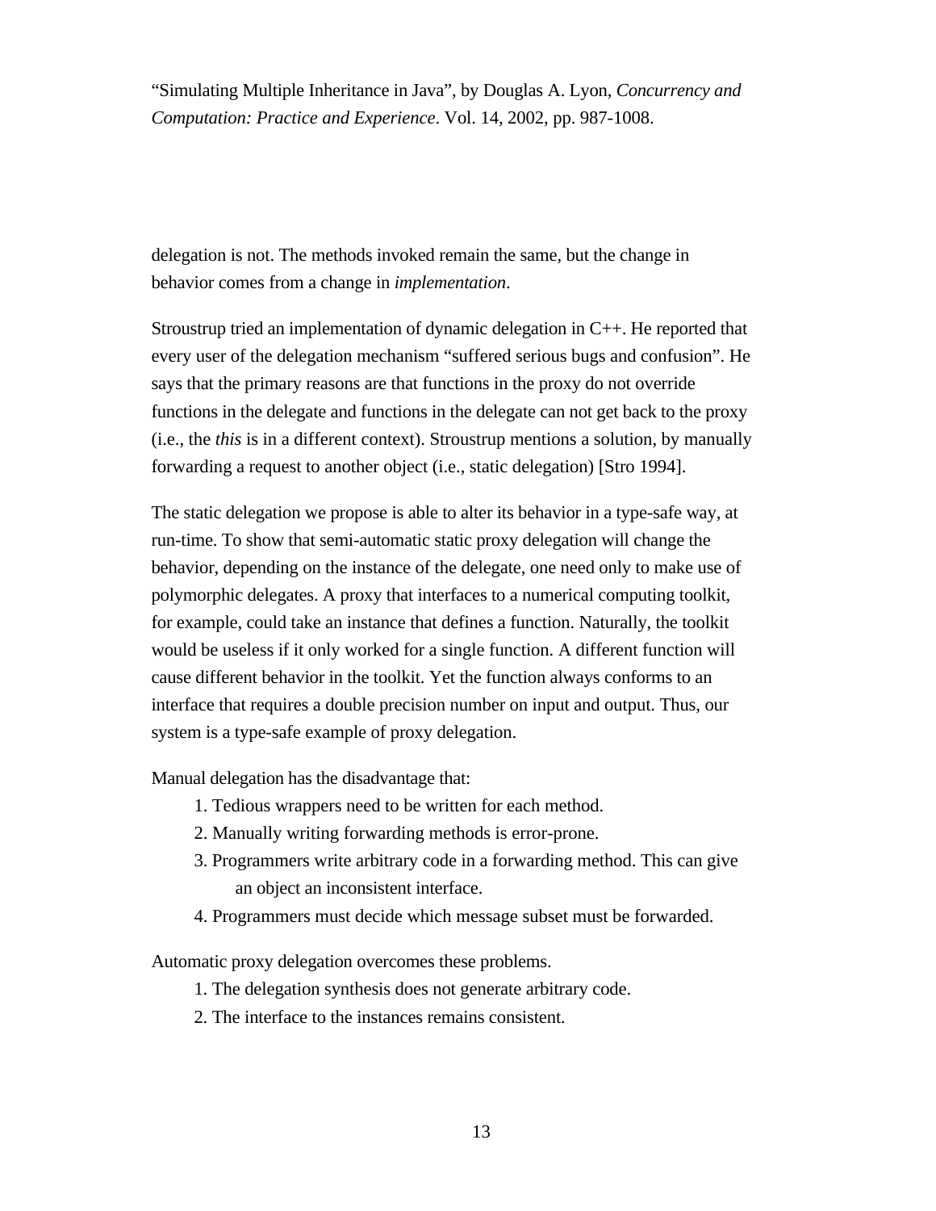delegation is not. The methods invoked remain the same, but the change in behavior comes from a change in *implementation*.

Stroustrup tried an implementation of dynamic delegation in C++. He reported that every user of the delegation mechanism "suffered serious bugs and confusion". He says that the primary reasons are that functions in the proxy do not override functions in the delegate and functions in the delegate can not get back to the proxy (i.e., the *this* is in a different context). Stroustrup mentions a solution, by manually forwarding a request to another object (i.e., static delegation) [Stro 1994].

The static delegation we propose is able to alter its behavior in a type-safe way, at run-time. To show that semi-automatic static proxy delegation will change the behavior, depending on the instance of the delegate, one need only to make use of polymorphic delegates. A proxy that interfaces to a numerical computing toolkit, for example, could take an instance that defines a function. Naturally, the toolkit would be useless if it only worked for a single function. A different function will cause different behavior in the toolkit. Yet the function always conforms to an interface that requires a double precision number on input and output. Thus, our system is a type-safe example of proxy delegation.

Manual delegation has the disadvantage that:

1. Tedious wrappers need to be written for each method.
2. Manually writing forwarding methods is error-prone.
3. Programmers write arbitrary code in a forwarding method. This can give an object an inconsistent interface.
4. Programmers must decide which message subset must be forwarded.

Automatic proxy delegation overcomes these problems.

1. The delegation synthesis does not generate arbitrary code.
2. The interface to the instances remains consistent.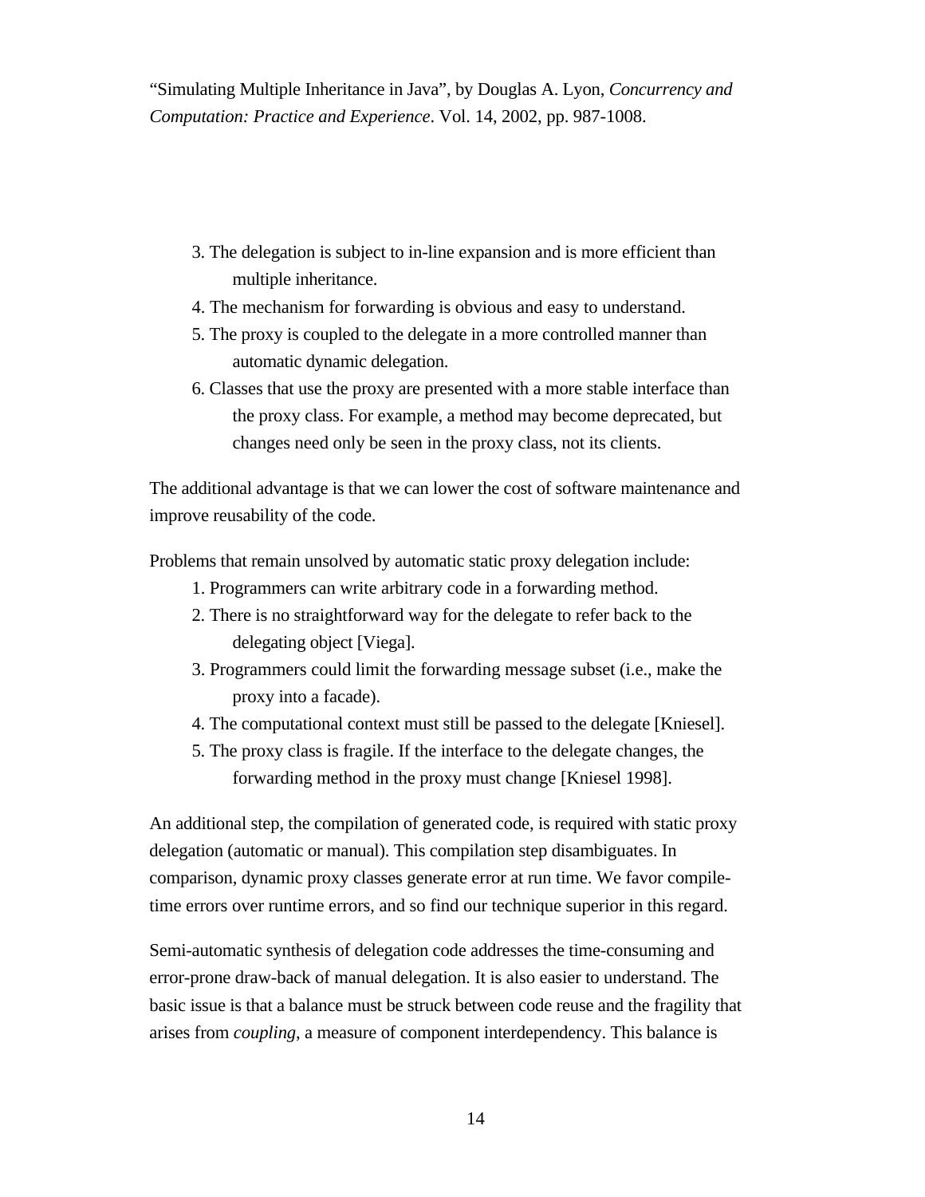3. The delegation is subject to in-line expansion and is more efficient than multiple inheritance.
4. The mechanism for forwarding is obvious and easy to understand.
5. The proxy is coupled to the delegate in a more controlled manner than automatic dynamic delegation.
6. Classes that use the proxy are presented with a more stable interface than the proxy class. For example, a method may become deprecated, but changes need only be seen in the proxy class, not its clients.

The additional advantage is that we can lower the cost of software maintenance and improve reusability of the code.

Problems that remain unsolved by automatic static proxy delegation include:

1. Programmers can write arbitrary code in a forwarding method.
2. There is no straightforward way for the delegate to refer back to the delegating object [Viega].
3. Programmers could limit the forwarding message subset (i.e., make the proxy into a facade).
4. The computational context must still be passed to the delegate [Kniesel].
5. The proxy class is fragile. If the interface to the delegate changes, the forwarding method in the proxy must change [Kniesel 1998].

An additional step, the compilation of generated code, is required with static proxy delegation (automatic or manual). This compilation step disambiguates. In comparison, dynamic proxy classes generate error at run time. We favor compile-time errors over runtime errors, and so find our technique superior in this regard.

Semi-automatic synthesis of delegation code addresses the time-consuming and error-prone draw-back of manual delegation. It is also easier to understand. The basic issue is that a balance must be struck between code reuse and the fragility that arises from *coupling*, a measure of component interdependency. This balance is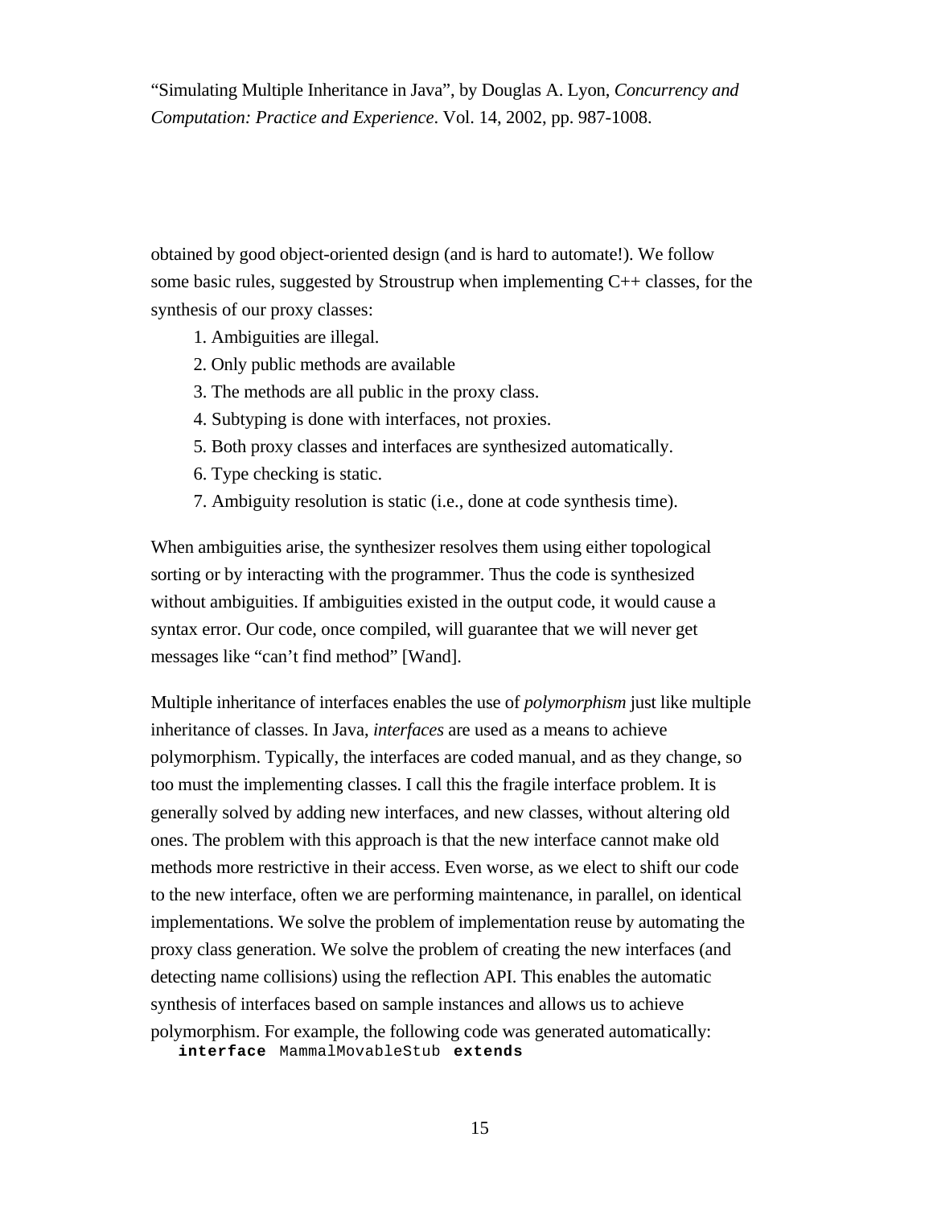obtained by good object-oriented design (and is hard to automate!). We follow some basic rules, suggested by Stroustrup when implementing C++ classes, for the synthesis of our proxy classes:

1. Ambiguities are illegal.
2. Only public methods are available
3. The methods are all public in the proxy class.
4. Subtyping is done with interfaces, not proxies.
5. Both proxy classes and interfaces are synthesized automatically.
6. Type checking is static.
7. Ambiguity resolution is static (i.e., done at code synthesis time).

When ambiguities arise, the synthesizer resolves them using either topological sorting or by interacting with the programmer. Thus the code is synthesized without ambiguities. If ambiguities existed in the output code, it would cause a syntax error. Our code, once compiled, will guarantee that we will never get messages like “can’t find method” [Wand].

Multiple inheritance of interfaces enables the use of *polymorphism* just like multiple inheritance of classes. In Java, *interfaces* are used as a means to achieve polymorphism. Typically, the interfaces are coded manual, and as they change, so too must the implementing classes. I call this the fragile interface problem. It is generally solved by adding new interfaces, and new classes, without altering old ones. The problem with this approach is that the new interface cannot make old methods more restrictive in their access. Even worse, as we elect to shift our code to the new interface, often we are performing maintenance, in parallel, on identical implementations. We solve the problem of implementation reuse by automating the proxy class generation. We solve the problem of creating the new interfaces (and detecting name collisions) using the reflection API. This enables the automatic synthesis of interfaces based on sample instances and allows us to achieve polymorphism. For example, the following code was generated automatically:

```
interface MammalMovableStub extends
```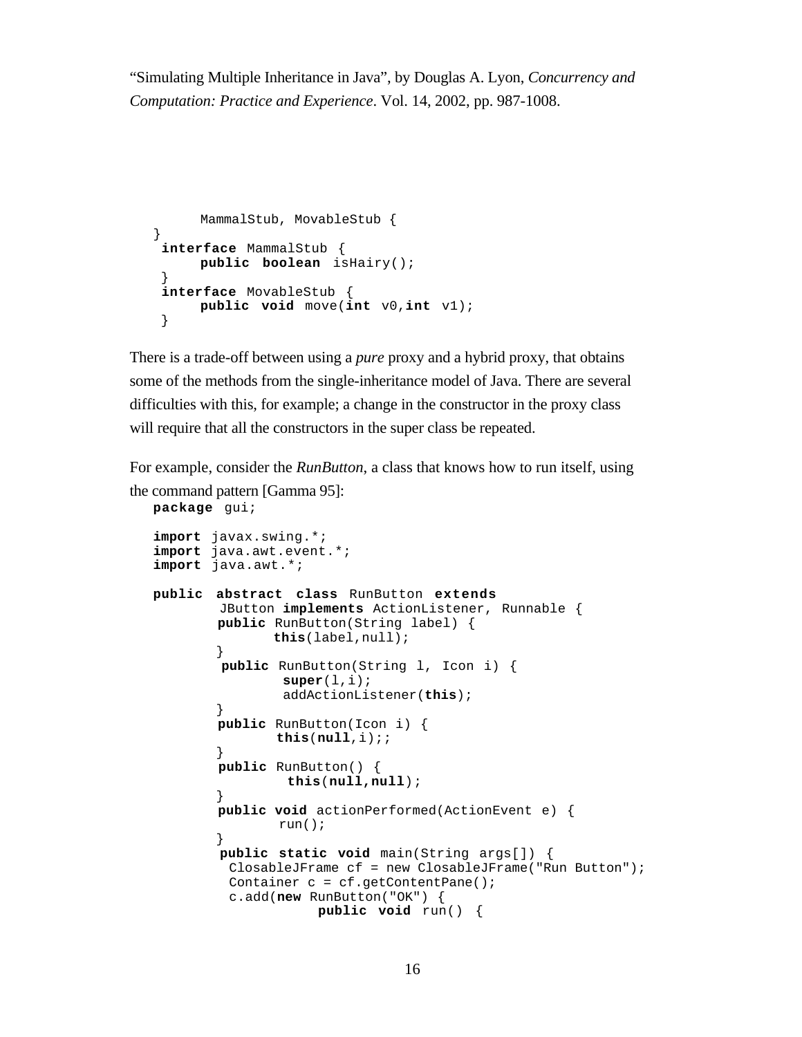"Simulating Multiple Inheritance in Java", by Douglas A. Lyon, *Concurrency and Computation: Practice and Experience*. Vol. 14, 2002, pp. 987-1008.

```
      MammalStub, MovableStub {
}
 interface MammalStub {
      public boolean isHairy();
 }
 interface MovableStub {
      public void move(int v0,int v1);
 }
```

There is a trade-off between using a *pure* proxy and a hybrid proxy, that obtains some of the methods from the single-inheritance model of Java. There are several difficulties with this, for example; a change in the constructor in the proxy class will require that all the constructors in the super class be repeated.

For example, consider the *RunButton*, a class that knows how to run itself, using the command pattern [Gamma 95]:

```
package gui;

import javax.swing.*;
import java.awt.event.*;
import java.awt.*;

public abstract class RunButton extends
        JButton implements ActionListener, Runnable {
        public RunButton(String label) {
              this(label,null);
        }
         public RunButton(String l, Icon i) {
                super(l,i);
                addActionListener(this);
        }
        public RunButton(Icon i) {
               this(null,i);;
        }
        public RunButton() {
                 this(null,null);
        }
        public void actionPerformed(ActionEvent e) {
               run();
        }
         public static void main(String args[]) {
          ClosableJFrame cf = new ClosableJFrame("Run Button");
          Container c = cf.getContentPane();
          c.add(new RunButton("OK") {
                    public void run() {
```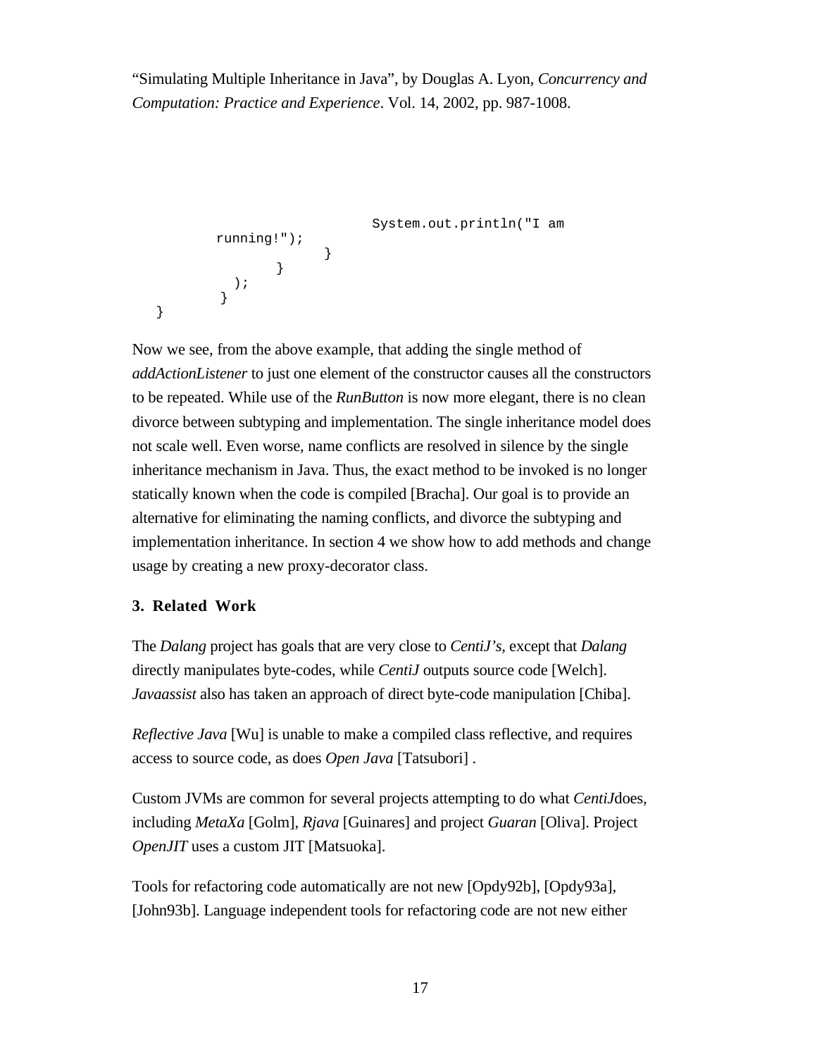"Simulating Multiple Inheritance in Java", by Douglas A. Lyon, *Concurrency and Computation: Practice and Experience*. Vol. 14, 2002, pp. 987-1008.

```
                              System.out.println("I am
          running!");
                         }
                    }
             );
          }
   }
```

Now we see, from the above example, that adding the single method of *addActionListener* to just one element of the constructor causes all the constructors to be repeated. While use of the *RunButton* is now more elegant, there is no clean divorce between subtyping and implementation. The single inheritance model does not scale well. Even worse, name conflicts are resolved in silence by the single inheritance mechanism in Java. Thus, the exact method to be invoked is no longer statically known when the code is compiled [Bracha]. Our goal is to provide an alternative for eliminating the naming conflicts, and divorce the subtyping and implementation inheritance. In section 4 we show how to add methods and change usage by creating a new proxy-decorator class.

## 3. Related Work

The *Dalang* project has goals that are very close to *CentiJ's*, except that *Dalang* directly manipulates byte-codes, while *CentiJ* outputs source code [Welch]. *Javaassist* also has taken an approach of direct byte-code manipulation [Chiba].

*Reflective Java* [Wu] is unable to make a compiled class reflective, and requires access to source code, as does *Open Java* [Tatsubori] .

Custom JVMs are common for several projects attempting to do what *CentiJ*does, including *MetaXa* [Golm], *Rjava* [Guinares] and project *Guaran* [Oliva]. Project *OpenJIT* uses a custom JIT [Matsuoka].

Tools for refactoring code automatically are not new [Opdy92b], [Opdy93a], [John93b]. Language independent tools for refactoring code are not new either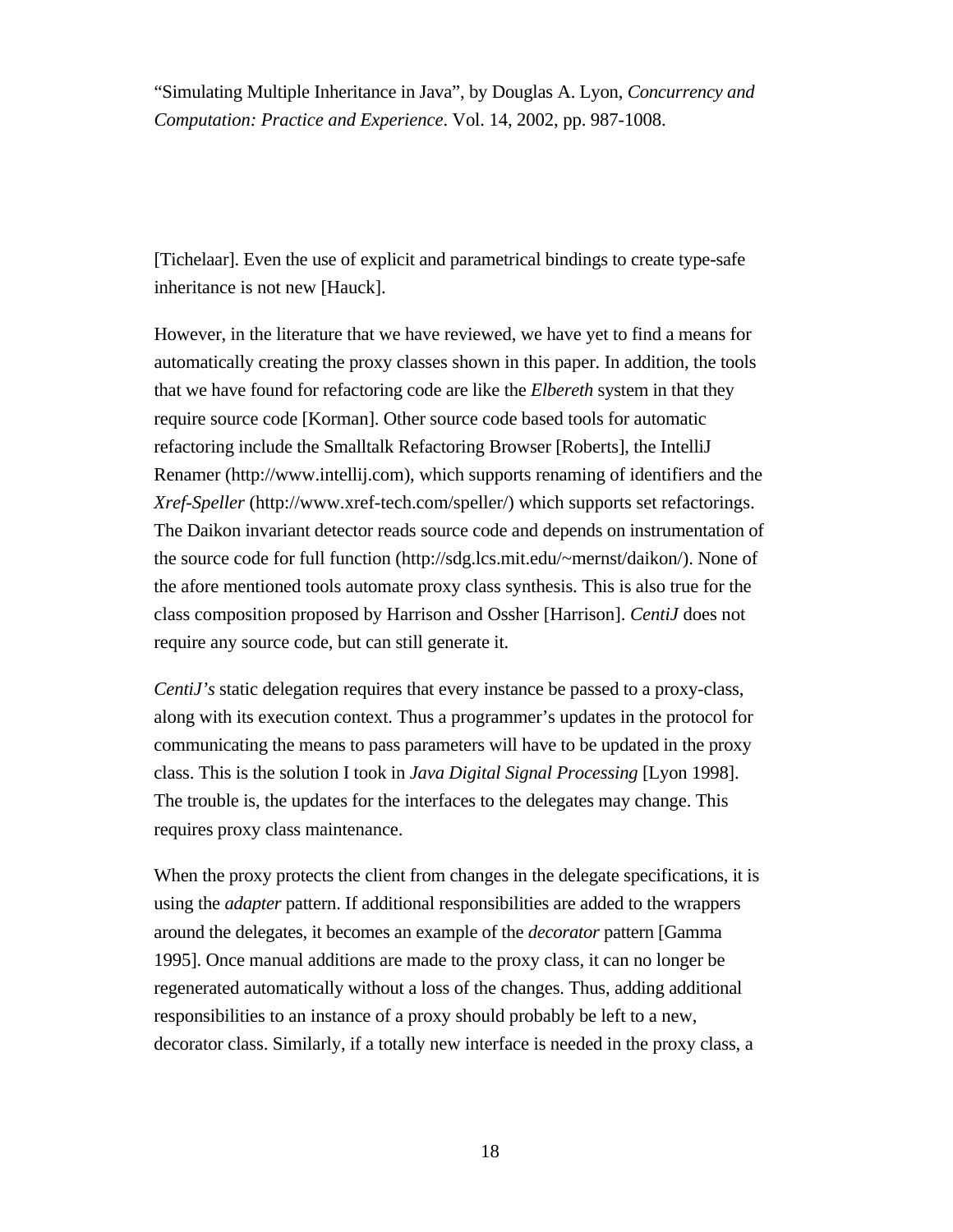[Tichelaar]. Even the use of explicit and parametrical bindings to create type-safe inheritance is not new [Hauck].

However, in the literature that we have reviewed, we have yet to find a means for automatically creating the proxy classes shown in this paper. In addition, the tools that we have found for refactoring code are like the *Elbereth* system in that they require source code [Korman]. Other source code based tools for automatic refactoring include the Smalltalk Refactoring Browser [Roberts], the IntelliJ Renamer (http://www.intellij.com), which supports renaming of identifiers and the *Xref-Speller* (http://www.xref-tech.com/speller/) which supports set refactorings. The Daikon invariant detector reads source code and depends on instrumentation of the source code for full function (http://sdg.lcs.mit.edu/~mernst/daikon/). None of the afore mentioned tools automate proxy class synthesis. This is also true for the class composition proposed by Harrison and Ossher [Harrison]. *CentiJ* does not require any source code, but can still generate it.

*CentiJ's* static delegation requires that every instance be passed to a proxy-class, along with its execution context. Thus a programmer's updates in the protocol for communicating the means to pass parameters will have to be updated in the proxy class. This is the solution I took in *Java Digital Signal Processing* [Lyon 1998]. The trouble is, the updates for the interfaces to the delegates may change. This requires proxy class maintenance.

When the proxy protects the client from changes in the delegate specifications, it is using the *adapter* pattern. If additional responsibilities are added to the wrappers around the delegates, it becomes an example of the *decorator* pattern [Gamma 1995]. Once manual additions are made to the proxy class, it can no longer be regenerated automatically without a loss of the changes. Thus, adding additional responsibilities to an instance of a proxy should probably be left to a new, decorator class. Similarly, if a totally new interface is needed in the proxy class, a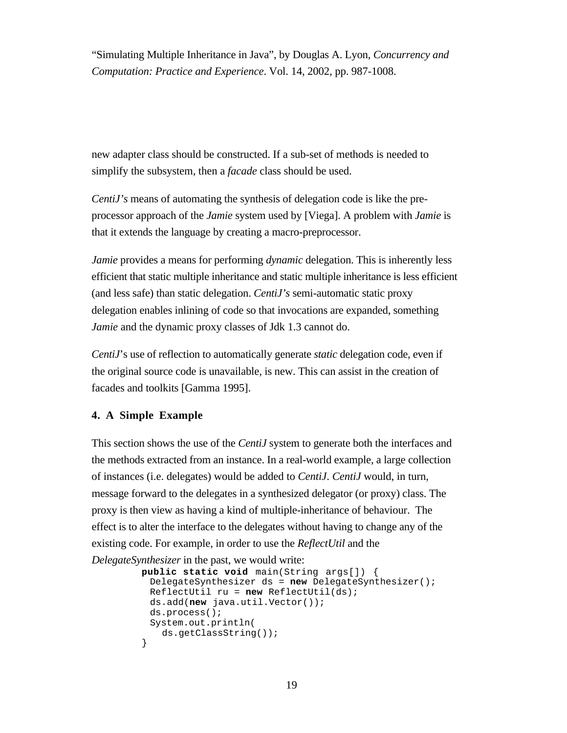new adapter class should be constructed. If a sub-set of methods is needed to simplify the subsystem, then a *facade* class should be used.

*CentiJ's* means of automating the synthesis of delegation code is like the pre-processor approach of the *Jamie* system used by [Viega]. A problem with *Jamie* is that it extends the language by creating a macro-preprocessor.

*Jamie* provides a means for performing *dynamic* delegation. This is inherently less efficient that static multiple inheritance and static multiple inheritance is less efficient (and less safe) than static delegation. *CentiJ's* semi-automatic static proxy delegation enables inlining of code so that invocations are expanded, something *Jamie* and the dynamic proxy classes of Jdk 1.3 cannot do.

*CentiJ*'s use of reflection to automatically generate *static* delegation code, even if the original source code is unavailable, is new. This can assist in the creation of facades and toolkits [Gamma 1995].

## 4. A Simple Example

This section shows the use of the *CentiJ* system to generate both the interfaces and the methods extracted from an instance. In a real-world example, a large collection of instances (i.e. delegates) would be added to *CentiJ*. *CentiJ* would, in turn, message forward to the delegates in a synthesized delegator (or proxy) class. The proxy is then view as having a kind of multiple-inheritance of behaviour. The effect is to alter the interface to the delegates without having to change any of the existing code. For example, in order to use the *ReflectUtil* and the *DelegateSynthesizer* in the past, we would write:

```
public static void main(String args[]) {
  DelegateSynthesizer ds = new DelegateSynthesizer();
  ReflectUtil ru = new ReflectUtil(ds);
  ds.add(new java.util.Vector());
  ds.process();
  System.out.println(
    ds.getClassString());
}
```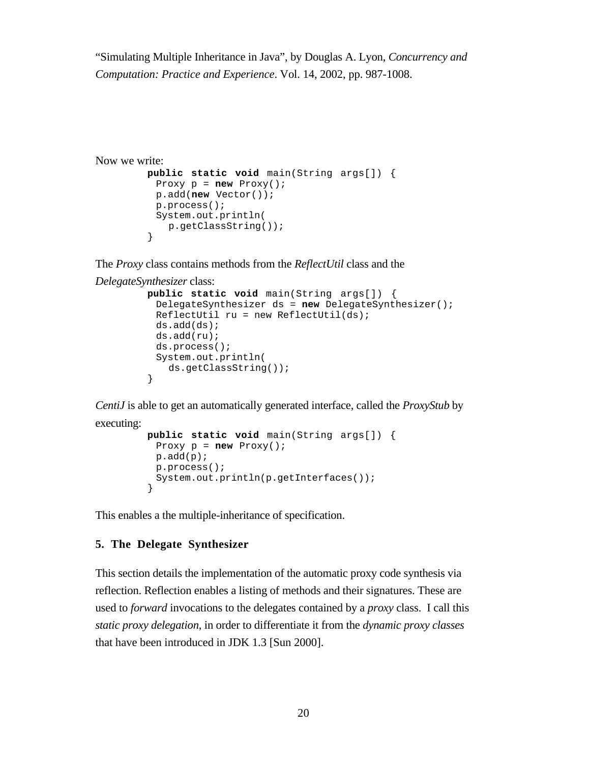"Simulating Multiple Inheritance in Java", by Douglas A. Lyon, *Concurrency and Computation: Practice and Experience*. Vol. 14, 2002, pp. 987-1008.

Now we write:

```
public static void main(String args[]) {
  Proxy p = new Proxy();
  p.add(new Vector());
  p.process();
  System.out.println(
    p.getClassString());
}
```

The *Proxy* class contains methods from the *ReflectUtil* class and the *DelegateSynthesizer* class:

```
public static void main(String args[]) {
  DelegateSynthesizer ds = new DelegateSynthesizer();
  ReflectUtil ru = new ReflectUtil(ds);
  ds.add(ds);
  ds.add(ru);
  ds.process();
  System.out.println(
    ds.getClassString());
}
```

*CentiJ* is able to get an automatically generated interface, called the *ProxyStub* by executing:

```
public static void main(String args[]) {
  Proxy p = new Proxy();
  p.add(p);
  p.process();
  System.out.println(p.getInterfaces());
}
```

This enables a the multiple-inheritance of specification.

## 5. The Delegate Synthesizer

This section details the implementation of the automatic proxy code synthesis via reflection. Reflection enables a listing of methods and their signatures. These are used to *forward* invocations to the delegates contained by a *proxy* class. I call this *static proxy delegation*, in order to differentiate it from the *dynamic proxy classes* that have been introduced in JDK 1.3 [Sun 2000].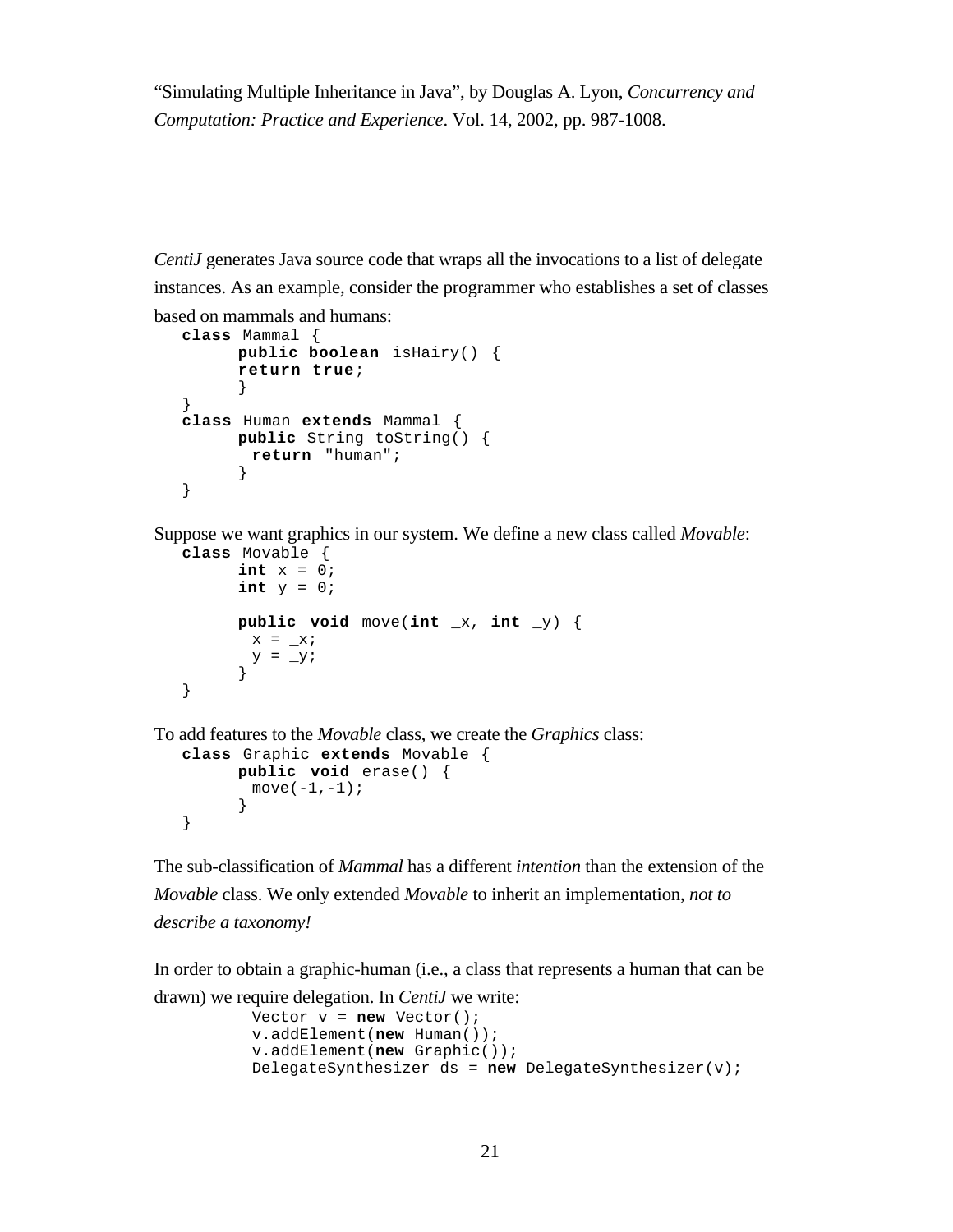"Simulating Multiple Inheritance in Java", by Douglas A. Lyon, *Concurrency and Computation: Practice and Experience*. Vol. 14, 2002, pp. 987-1008.

*CentiJ* generates Java source code that wraps all the invocations to a list of delegate instances. As an example, consider the programmer who establishes a set of classes based on mammals and humans:

```
class Mammal {
      public boolean isHairy() {
      return true;
      }
}
class Human extends Mammal {
      public String toString() {
       return "human";
      }
}
```

Suppose we want graphics in our system. We define a new class called *Movable*:

```
class Movable {
      int x = 0;
      int y = 0;

      public void move(int _x, int _y) {
       x = _x;
       y = _y;
      }
}
```

To add features to the *Movable* class, we create the *Graphics* class:

```
class Graphic extends Movable {
      public void erase() {
       move(-1,-1);
      }
}
```

The sub-classification of *Mammal* has a different *intention* than the extension of the *Movable* class. We only extended *Movable* to inherit an implementation, *not to describe a taxonomy!*

In order to obtain a graphic-human (i.e., a class that represents a human that can be drawn) we require delegation. In *CentiJ* we write:

```
Vector v = new Vector();
v.addElement(new Human());
v.addElement(new Graphic());
DelegateSynthesizer ds = new DelegateSynthesizer(v);
```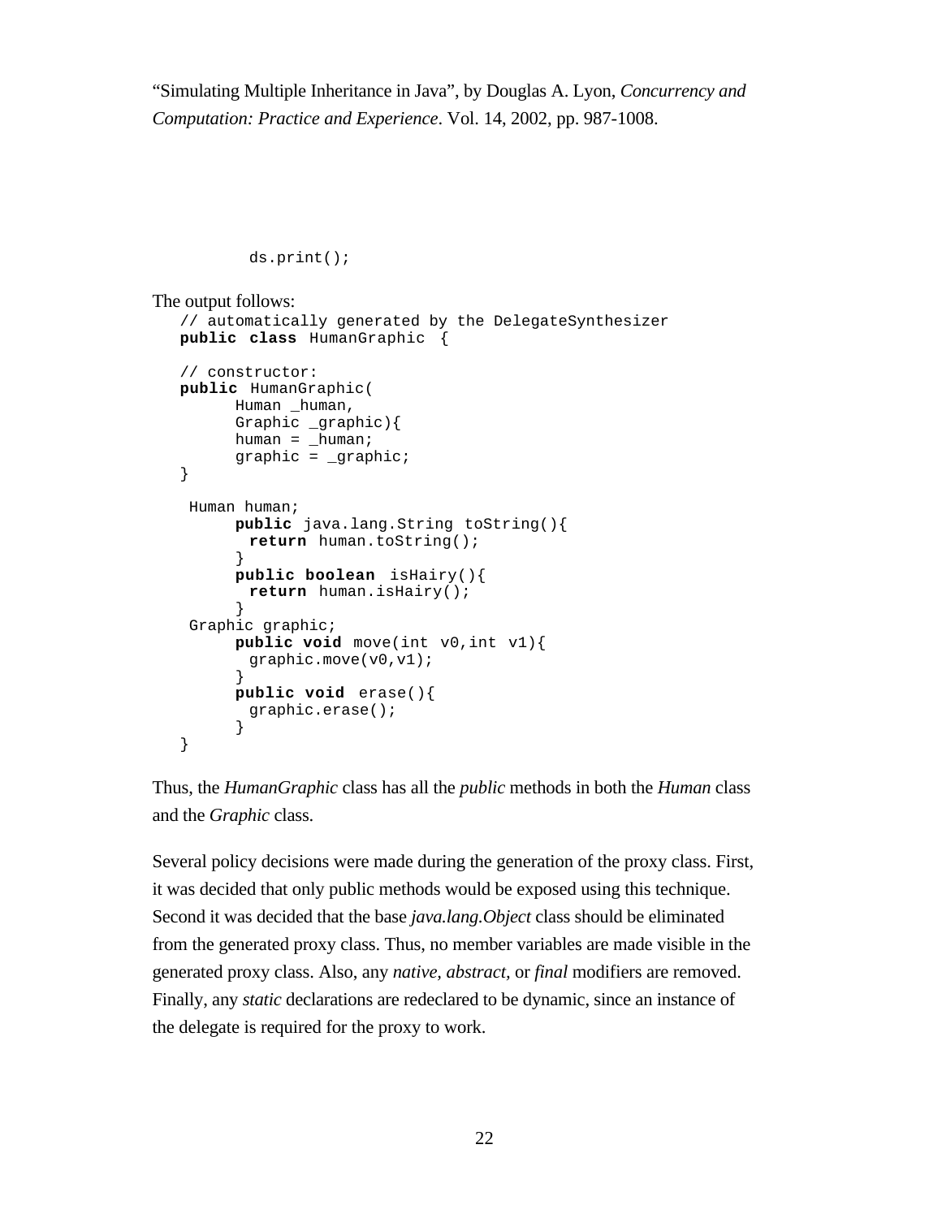```
ds.print();
```

The output follows:

```
// automatically generated by the DelegateSynthesizer
public class HumanGraphic {

// constructor:
public HumanGraphic(
      Human _human,
      Graphic _graphic){
      human = _human;
      graphic = _graphic;
}

 Human human;
      public java.lang.String toString(){
        return human.toString();
      }
      public boolean isHairy(){
        return human.isHairy();
      }
 Graphic graphic;
      public void move(int v0,int v1){
        graphic.move(v0,v1);
      }
      public void erase(){
        graphic.erase();
      }
}
```

Thus, the *HumanGraphic* class has all the *public* methods in both the *Human* class and the *Graphic* class.

Several policy decisions were made during the generation of the proxy class. First, it was decided that only public methods would be exposed using this technique. Second it was decided that the base *java.lang.Object* class should be eliminated from the generated proxy class. Thus, no member variables are made visible in the generated proxy class. Also, any *native, abstract,* or *final* modifiers are removed. Finally, any *static* declarations are redeclared to be dynamic, since an instance of the delegate is required for the proxy to work.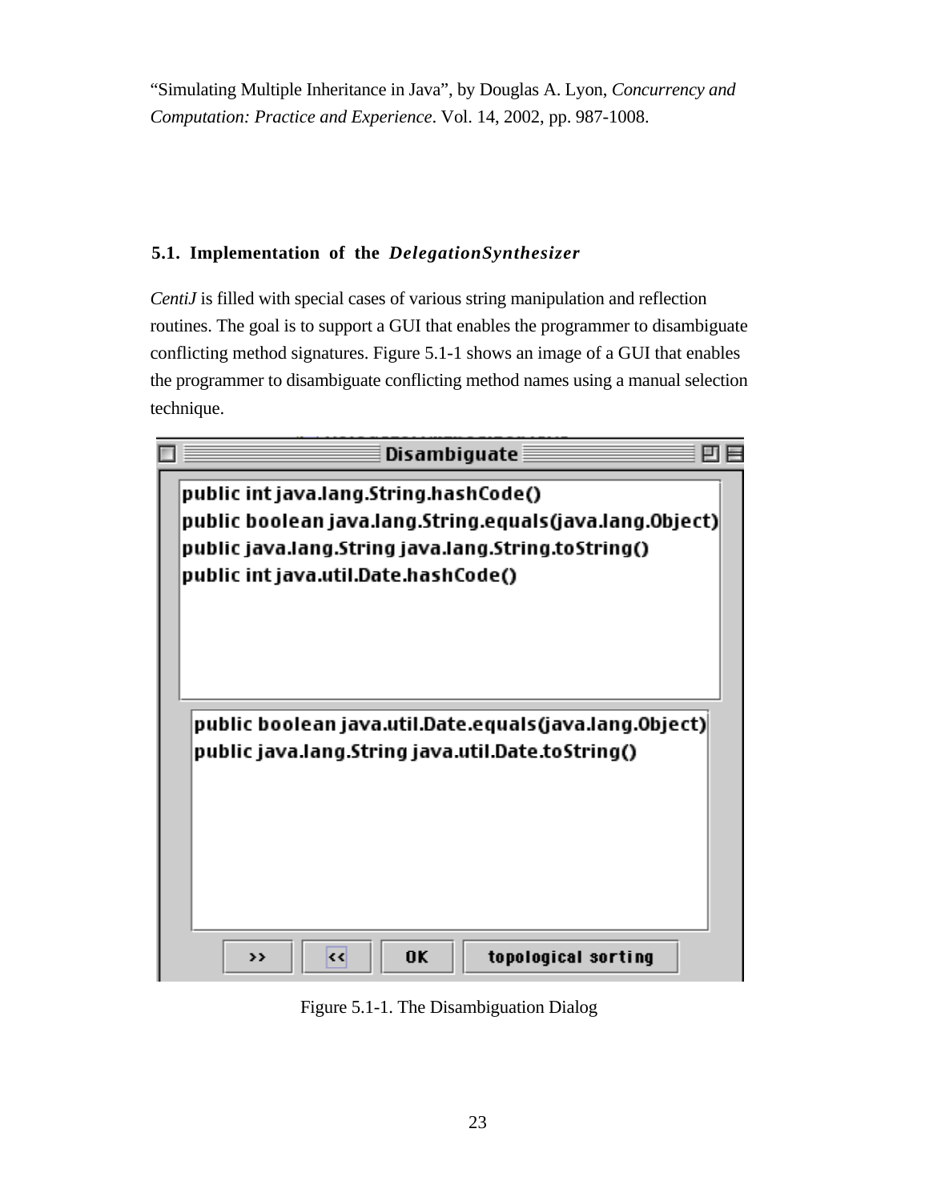"Simulating Multiple Inheritance in Java", by Douglas A. Lyon, *Concurrency and Computation: Practice and Experience*. Vol. 14, 2002, pp. 987-1008.

### 5.1. Implementation of the *DelegationSynthesizer*

*CentiJ* is filled with special cases of various string manipulation and reflection routines. The goal is to support a GUI that enables the programmer to disambiguate conflicting method signatures. Figure 5.1-1 shows an image of a GUI that enables the programmer to disambiguate conflicting method names using a manual selection technique.

```
Disambiguate

public int java.lang.String.hashCode()
public boolean java.lang.String.equals(java.lang.Object)
public java.lang.String java.lang.String.toString()
public int java.util.Date.hashCode()

public boolean java.util.Date.equals(java.lang.Object)
public java.lang.String java.util.Date.toString()

>>    <<    OK    topological sorting
```

Figure 5.1-1. The Disambiguation Dialog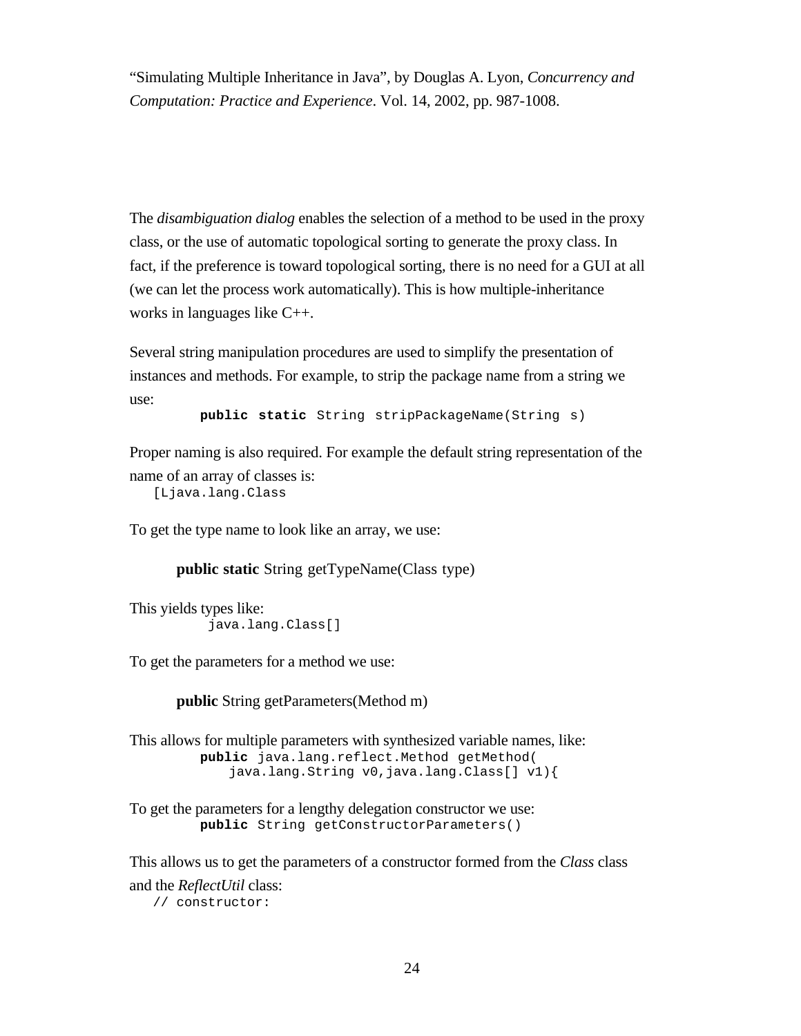The *disambiguation dialog* enables the selection of a method to be used in the proxy class, or the use of automatic topological sorting to generate the proxy class. In fact, if the preference is toward topological sorting, there is no need for a GUI at all (we can let the process work automatically). This is how multiple-inheritance works in languages like C++.

Several string manipulation procedures are used to simplify the presentation of instances and methods. For example, to strip the package name from a string we use:

```
public static String stripPackageName(String s)
```

Proper naming is also required. For example the default string representation of the name of an array of classes is:

```
[Ljava.lang.Class
```

To get the type name to look like an array, we use:

```
public static String getTypeName(Class type)
```

This yields types like:

```
java.lang.Class[]
```

To get the parameters for a method we use:

```
public String getParameters(Method m)
```

This allows for multiple parameters with synthesized variable names, like:

```
public java.lang.reflect.Method getMethod(
    java.lang.String v0,java.lang.Class[] v1){
```

To get the parameters for a lengthy delegation constructor we use:

```
public String getConstructorParameters()
```

This allows us to get the parameters of a constructor formed from the *Class* class and the *ReflectUtil* class:

```
// constructor:
```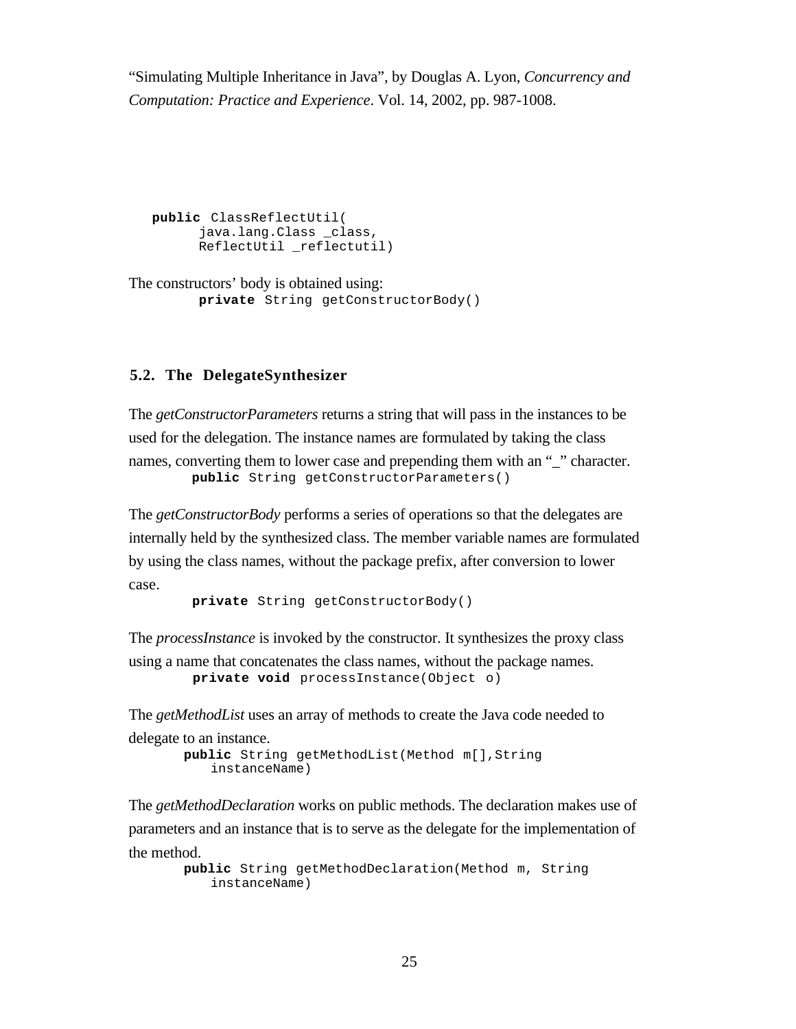"Simulating Multiple Inheritance in Java", by Douglas A. Lyon, *Concurrency and Computation: Practice and Experience*. Vol. 14, 2002, pp. 987-1008.

```
public ClassReflectUtil(
      java.lang.Class _class,
      ReflectUtil _reflectutil)
```

The constructors' body is obtained using:

```
private String getConstructorBody()
```

### 5.2. The DelegateSynthesizer

The *getConstructorParameters* returns a string that will pass in the instances to be used for the delegation. The instance names are formulated by taking the class names, converting them to lower case and prepending them with an "_" character.

```
public String getConstructorParameters()
```

The *getConstructorBody* performs a series of operations so that the delegates are internally held by the synthesized class. The member variable names are formulated by using the class names, without the package prefix, after conversion to lower case.

```
private String getConstructorBody()
```

The *processInstance* is invoked by the constructor. It synthesizes the proxy class using a name that concatenates the class names, without the package names.

```
private void processInstance(Object o)
```

The *getMethodList* uses an array of methods to create the Java code needed to delegate to an instance.

```
public String getMethodList(Method m[],String
   instanceName)
```

The *getMethodDeclaration* works on public methods. The declaration makes use of parameters and an instance that is to serve as the delegate for the implementation of the method.

```
public String getMethodDeclaration(Method m, String
   instanceName)
```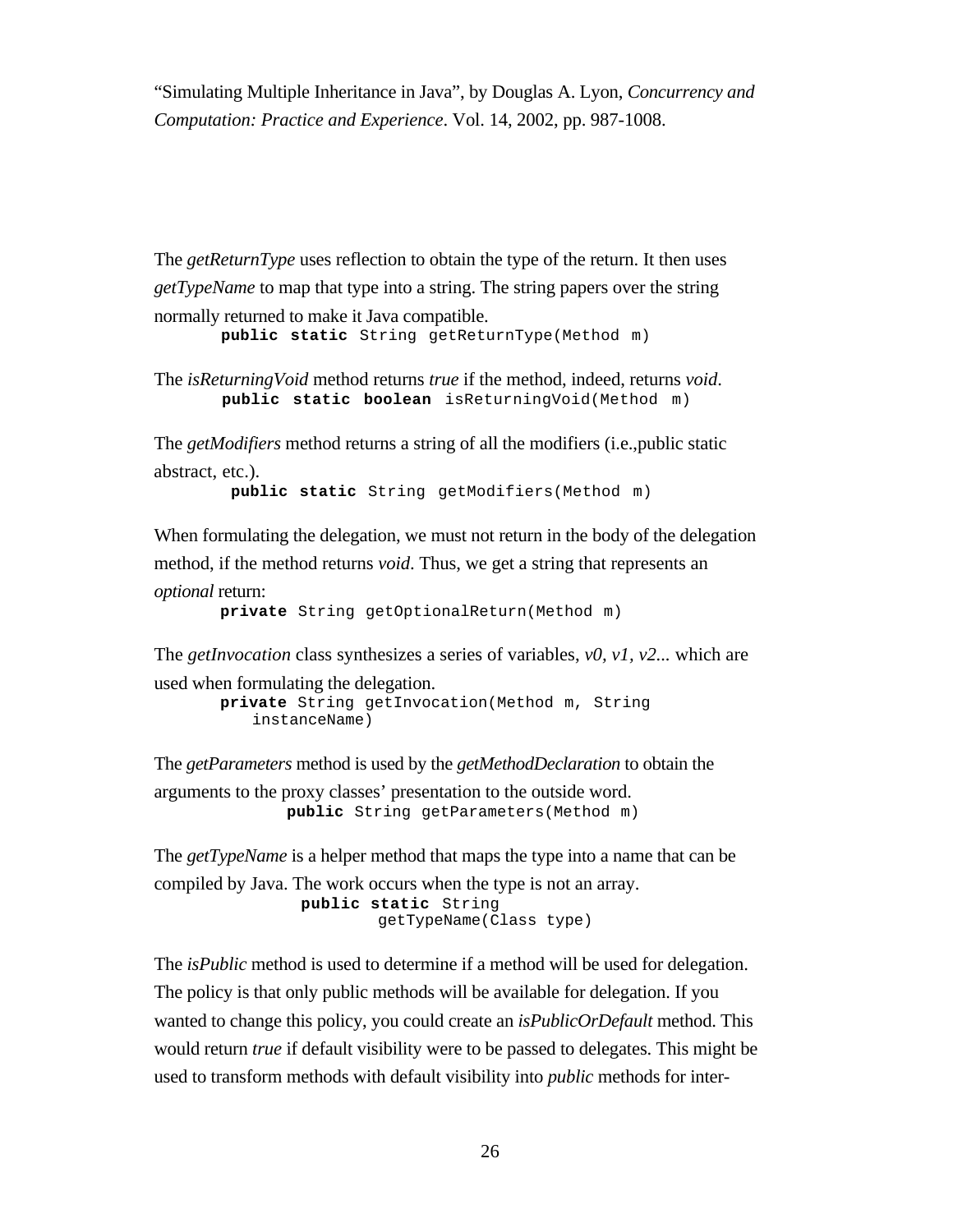"Simulating Multiple Inheritance in Java", by Douglas A. Lyon, *Concurrency and Computation: Practice and Experience*. Vol. 14, 2002, pp. 987-1008.

The *getReturnType* uses reflection to obtain the type of the return. It then uses *getTypeName* to map that type into a string. The string papers over the string normally returned to make it Java compatible.

```
public static String getReturnType(Method m)
```

The *isReturningVoid* method returns *true* if the method, indeed, returns *void*.

```
public static boolean isReturningVoid(Method m)
```

The *getModifiers* method returns a string of all the modifiers (i.e.,public static abstract, etc.).

```
public static String getModifiers(Method m)
```

When formulating the delegation, we must not return in the body of the delegation method, if the method returns *void*. Thus, we get a string that represents an *optional* return:

```
private String getOptionalReturn(Method m)
```

The *getInvocation* class synthesizes a series of variables, *v0, v1, v2*... which are used when formulating the delegation.

```
private String getInvocation(Method m, String
    instanceName)
```

The *getParameters* method is used by the *getMethodDeclaration* to obtain the arguments to the proxy classes' presentation to the outside word.

```
public String getParameters(Method m)
```

The *getTypeName* is a helper method that maps the type into a name that can be compiled by Java. The work occurs when the type is not an array.

```
public static String
        getTypeName(Class type)
```

The *isPublic* method is used to determine if a method will be used for delegation. The policy is that only public methods will be available for delegation. If you wanted to change this policy, you could create an *isPublicOrDefault* method. This would return *true* if default visibility were to be passed to delegates. This might be used to transform methods with default visibility into *public* methods for inter-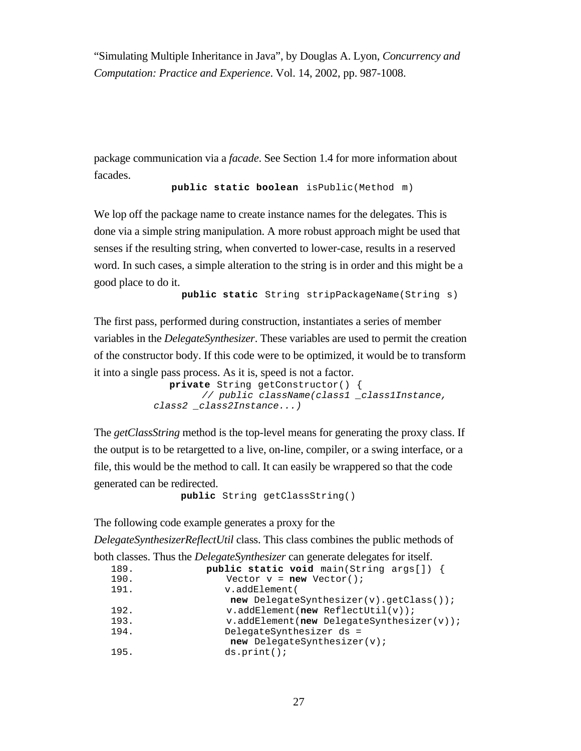package communication via a *facade*. See Section 1.4 for more information about facades.

```
public static boolean isPublic(Method m)
```

We lop off the package name to create instance names for the delegates. This is done via a simple string manipulation. A more robust approach might be used that senses if the resulting string, when converted to lower-case, results in a reserved word. In such cases, a simple alteration to the string is in order and this might be a good place to do it.

```
public static String stripPackageName(String s)
```

The first pass, performed during construction, instantiates a series of member variables in the *DelegateSynthesizer*. These variables are used to permit the creation of the constructor body. If this code were to be optimized, it would be to transform it into a single pass process. As it is, speed is not a factor.

```
private String getConstructor() {
        // public className(class1 _class1Instance, 
class2 _class2Instance...)
```

The *getClassString* method is the top-level means for generating the proxy class. If the output is to be retargetted to a live, on-line, compiler, or a swing interface, or a file, this would be the method to call. It can easily be wrappered so that the code generated can be redirected.

```
public String getClassString()
```

The following code example generates a proxy for the *DelegateSynthesizerReflectUtil* class. This class combines the public methods of both classes. Thus the *DelegateSynthesizer* can generate delegates for itself.

```
189.        public static void main(String args[]) {
190.            Vector v = new Vector();
191.            v.addElement(
                  new DelegateSynthesizer(v).getClass());
192.            v.addElement(new ReflectUtil(v));
193.            v.addElement(new DelegateSynthesizer(v));
194.            DelegateSynthesizer ds =
                  new DelegateSynthesizer(v);
195.            ds.print();
```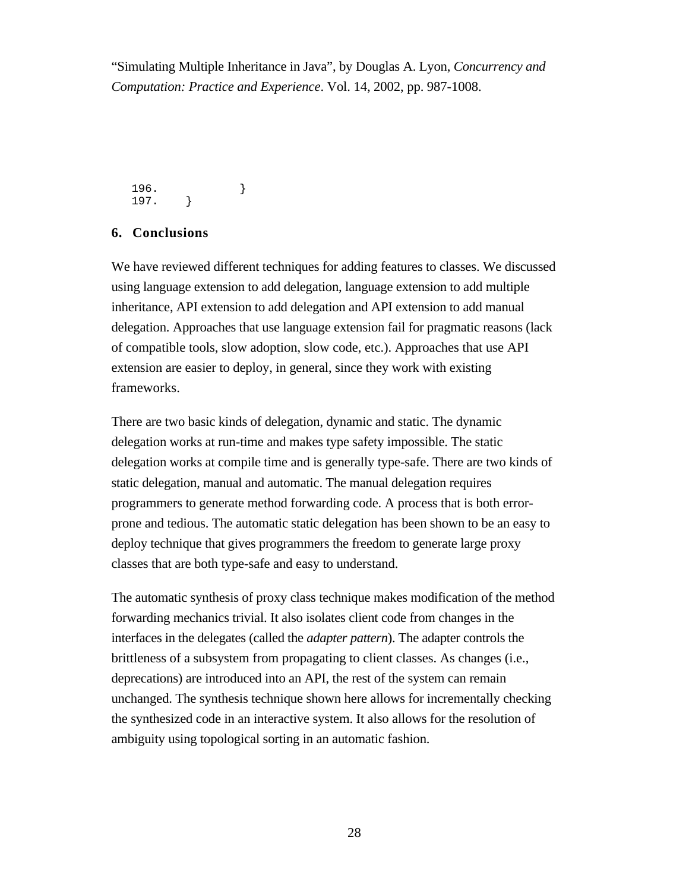```
196.            }
197.    }
```

## 6. Conclusions

We have reviewed different techniques for adding features to classes. We discussed using language extension to add delegation, language extension to add multiple inheritance, API extension to add delegation and API extension to add manual delegation. Approaches that use language extension fail for pragmatic reasons (lack of compatible tools, slow adoption, slow code, etc.). Approaches that use API extension are easier to deploy, in general, since they work with existing frameworks.

There are two basic kinds of delegation, dynamic and static. The dynamic delegation works at run-time and makes type safety impossible. The static delegation works at compile time and is generally type-safe. There are two kinds of static delegation, manual and automatic. The manual delegation requires programmers to generate method forwarding code. A process that is both error-prone and tedious. The automatic static delegation has been shown to be an easy to deploy technique that gives programmers the freedom to generate large proxy classes that are both type-safe and easy to understand.

The automatic synthesis of proxy class technique makes modification of the method forwarding mechanics trivial. It also isolates client code from changes in the interfaces in the delegates (called the *adapter pattern*). The adapter controls the brittleness of a subsystem from propagating to client classes. As changes (i.e., deprecations) are introduced into an API, the rest of the system can remain unchanged. The synthesis technique shown here allows for incrementally checking the synthesized code in an interactive system. It also allows for the resolution of ambiguity using topological sorting in an automatic fashion.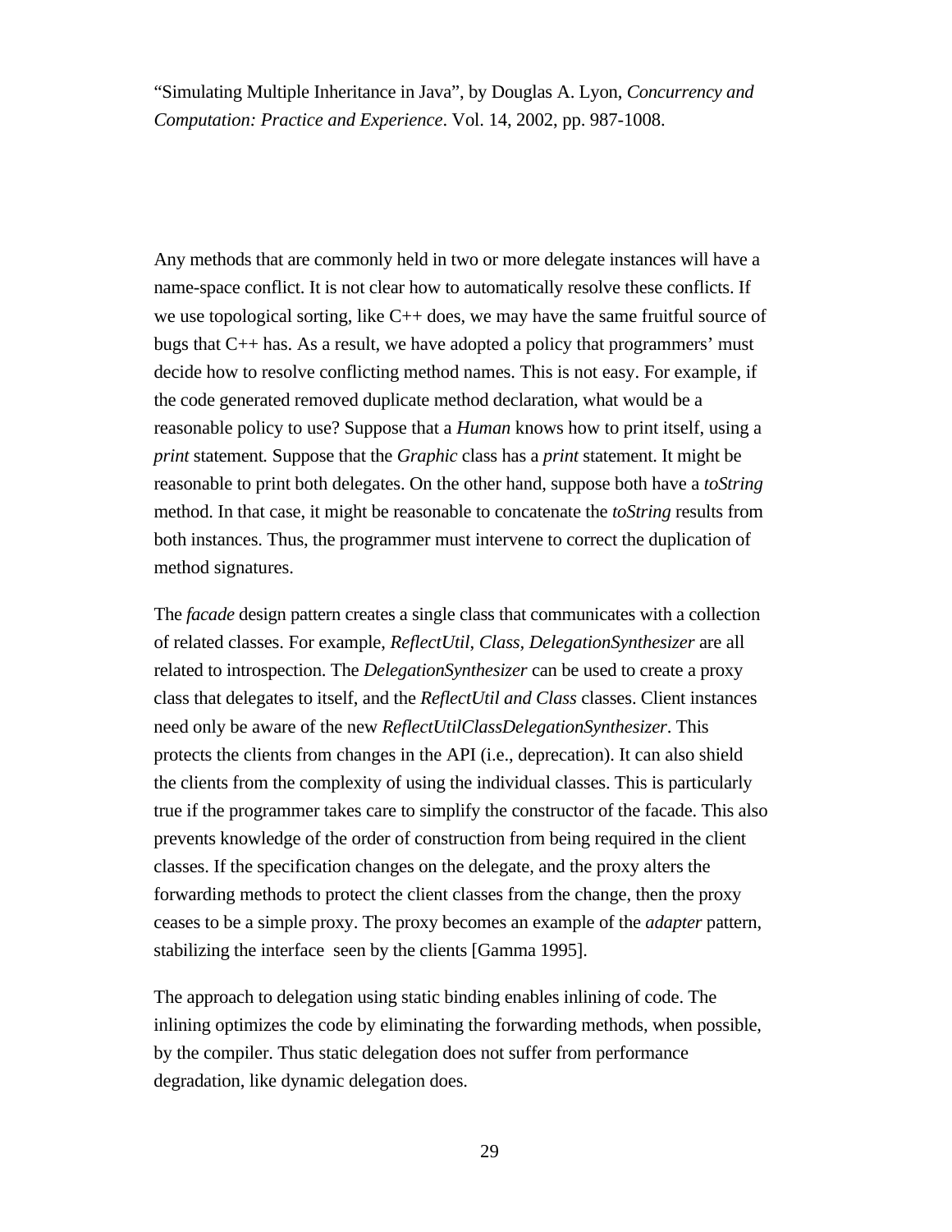"Simulating Multiple Inheritance in Java", by Douglas A. Lyon, *Concurrency and Computation: Practice and Experience*. Vol. 14, 2002, pp. 987-1008.

Any methods that are commonly held in two or more delegate instances will have a name-space conflict. It is not clear how to automatically resolve these conflicts. If we use topological sorting, like C++ does, we may have the same fruitful source of bugs that C++ has. As a result, we have adopted a policy that programmers' must decide how to resolve conflicting method names. This is not easy. For example, if the code generated removed duplicate method declaration, what would be a reasonable policy to use? Suppose that a *Human* knows how to print itself, using a *print* statement. Suppose that the *Graphic* class has a *print* statement. It might be reasonable to print both delegates. On the other hand, suppose both have a *toString* method. In that case, it might be reasonable to concatenate the *toString* results from both instances. Thus, the programmer must intervene to correct the duplication of method signatures.

The *facade* design pattern creates a single class that communicates with a collection of related classes. For example, *ReflectUtil*, *Class*, *DelegationSynthesizer* are all related to introspection. The *DelegationSynthesizer* can be used to create a proxy class that delegates to itself, and the *ReflectUtil and Class* classes. Client instances need only be aware of the new *ReflectUtilClassDelegationSynthesizer*. This protects the clients from changes in the API (i.e., deprecation). It can also shield the clients from the complexity of using the individual classes. This is particularly true if the programmer takes care to simplify the constructor of the facade. This also prevents knowledge of the order of construction from being required in the client classes. If the specification changes on the delegate, and the proxy alters the forwarding methods to protect the client classes from the change, then the proxy ceases to be a simple proxy. The proxy becomes an example of the *adapter* pattern, stabilizing the interface seen by the clients [Gamma 1995].

The approach to delegation using static binding enables inlining of code. The inlining optimizes the code by eliminating the forwarding methods, when possible, by the compiler. Thus static delegation does not suffer from performance degradation, like dynamic delegation does.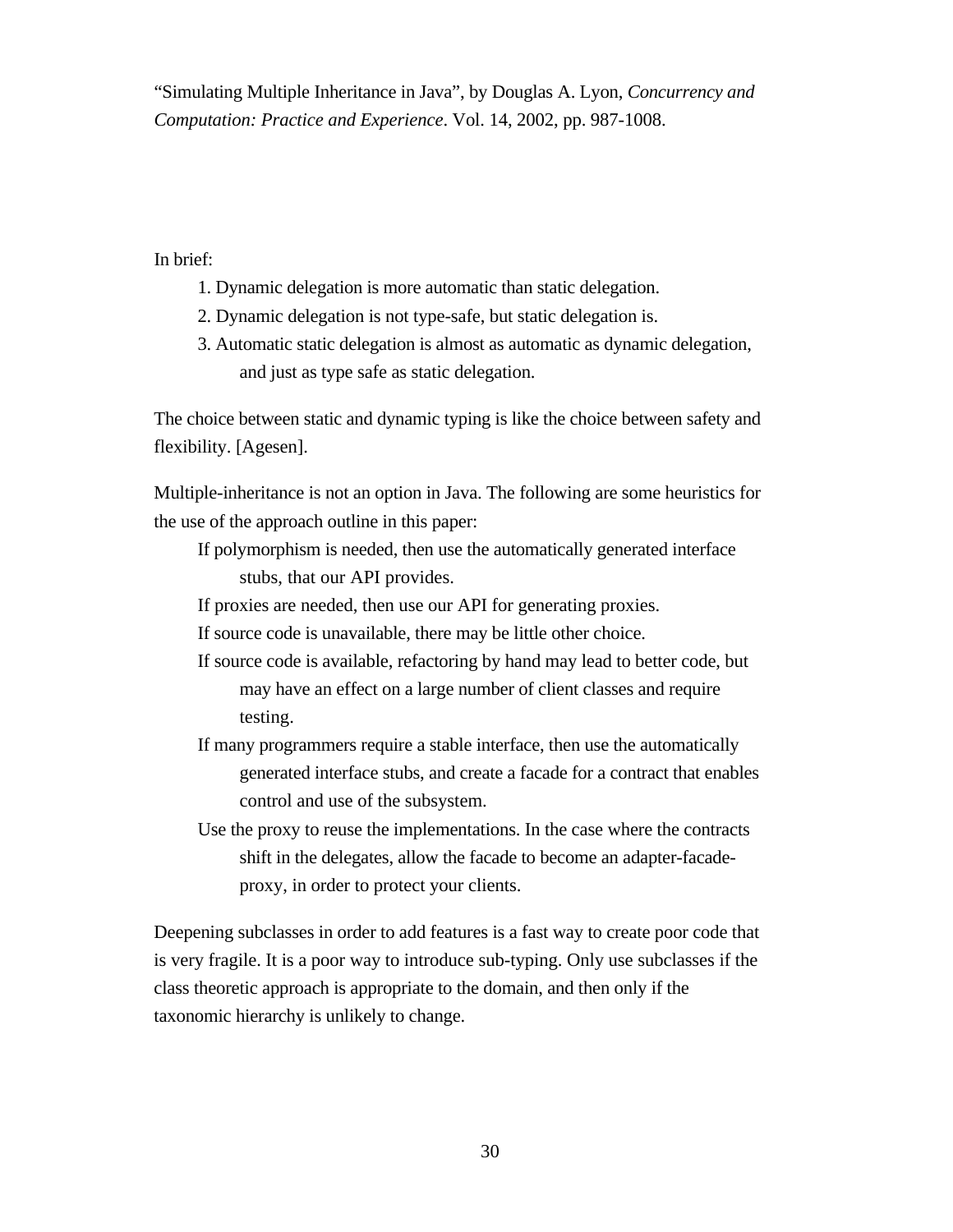"Simulating Multiple Inheritance in Java", by Douglas A. Lyon, *Concurrency and Computation: Practice and Experience*. Vol. 14, 2002, pp. 987-1008.

In brief:

1. Dynamic delegation is more automatic than static delegation.
2. Dynamic delegation is not type-safe, but static delegation is.
3. Automatic static delegation is almost as automatic as dynamic delegation, and just as type safe as static delegation.

The choice between static and dynamic typing is like the choice between safety and flexibility. [Agesen].

Multiple-inheritance is not an option in Java. The following are some heuristics for the use of the approach outline in this paper:

If polymorphism is needed, then use the automatically generated interface stubs, that our API provides.

If proxies are needed, then use our API for generating proxies.

If source code is unavailable, there may be little other choice.

If source code is available, refactoring by hand may lead to better code, but may have an effect on a large number of client classes and require testing.

If many programmers require a stable interface, then use the automatically generated interface stubs, and create a facade for a contract that enables control and use of the subsystem.

Use the proxy to reuse the implementations. In the case where the contracts shift in the delegates, allow the facade to become an adapter-facade-proxy, in order to protect your clients.

Deepening subclasses in order to add features is a fast way to create poor code that is very fragile. It is a poor way to introduce sub-typing. Only use subclasses if the class theoretic approach is appropriate to the domain, and then only if the taxonomic hierarchy is unlikely to change.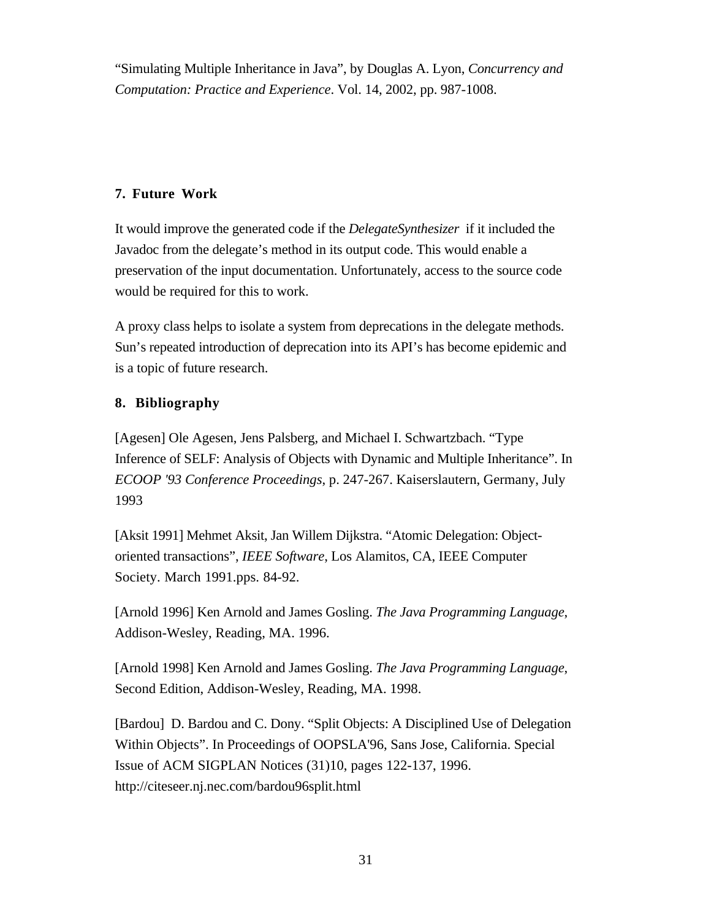“Simulating Multiple Inheritance in Java”, by Douglas A. Lyon, *Concurrency and Computation: Practice and Experience*. Vol. 14, 2002, pp. 987-1008.

## 7. Future Work

It would improve the generated code if the *DelegateSynthesizer* if it included the Javadoc from the delegate’s method in its output code. This would enable a preservation of the input documentation. Unfortunately, access to the source code would be required for this to work.

A proxy class helps to isolate a system from deprecations in the delegate methods. Sun’s repeated introduction of deprecation into its API’s has become epidemic and is a topic of future research.

## 8. Bibliography

[Agesen] Ole Agesen, Jens Palsberg, and Michael I. Schwartzbach. “Type Inference of SELF: Analysis of Objects with Dynamic and Multiple Inheritance”. In *ECOOP '93 Conference Proceedings*, p. 247-267. Kaiserslautern, Germany, July 1993

[Aksit 1991] Mehmet Aksit, Jan Willem Dijkstra. “Atomic Delegation: Object-oriented transactions”, *IEEE Software*, Los Alamitos, CA, IEEE Computer Society. March 1991.pps. 84-92.

[Arnold 1996] Ken Arnold and James Gosling. *The Java Programming Language*, Addison-Wesley, Reading, MA. 1996.

[Arnold 1998] Ken Arnold and James Gosling. *The Java Programming Language*, Second Edition, Addison-Wesley, Reading, MA. 1998.

[Bardou] D. Bardou and C. Dony. “Split Objects: A Disciplined Use of Delegation Within Objects”. In Proceedings of OOPSLA'96, Sans Jose, California. Special Issue of ACM SIGPLAN Notices (31)10, pages 122-137, 1996. http://citeseer.nj.nec.com/bardou96split.html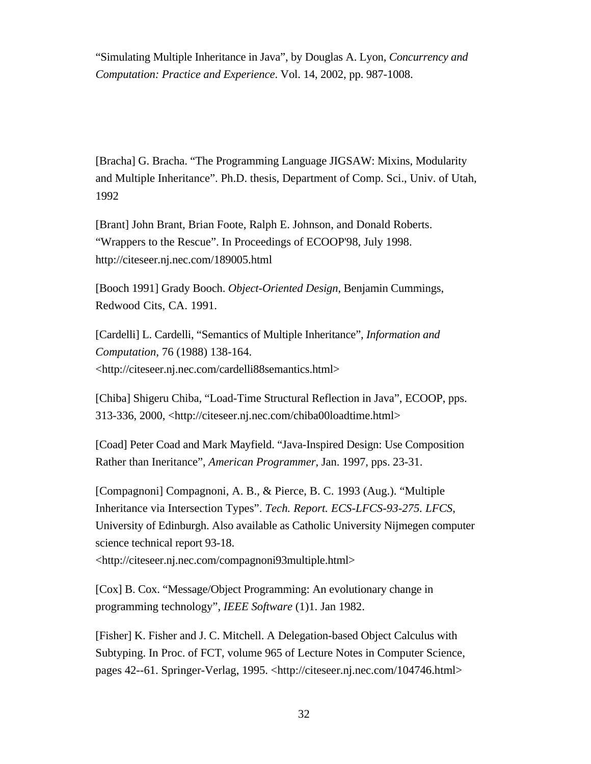"Simulating Multiple Inheritance in Java", by Douglas A. Lyon, *Concurrency and Computation: Practice and Experience*. Vol. 14, 2002, pp. 987-1008.

[Bracha] G. Bracha. "The Programming Language JIGSAW: Mixins, Modularity and Multiple Inheritance". Ph.D. thesis, Department of Comp. Sci., Univ. of Utah, 1992

[Brant] John Brant, Brian Foote, Ralph E. Johnson, and Donald Roberts. "Wrappers to the Rescue". In Proceedings of ECOOP'98, July 1998. http://citeseer.nj.nec.com/189005.html

[Booch 1991] Grady Booch. *Object-Oriented Design*, Benjamin Cummings, Redwood Cits, CA. 1991.

[Cardelli] L. Cardelli, "Semantics of Multiple Inheritance", *Information and Computation*, 76 (1988) 138-164. <http://citeseer.nj.nec.com/cardelli88semantics.html>

[Chiba] Shigeru Chiba, "Load-Time Structural Reflection in Java", ECOOP, pps. 313-336, 2000, <http://citeseer.nj.nec.com/chiba00loadtime.html>

[Coad] Peter Coad and Mark Mayfield. "Java-Inspired Design: Use Composition Rather than Ineritance", *American Programmer*, Jan. 1997, pps. 23-31.

[Compagnoni] Compagnoni, A. B., & Pierce, B. C. 1993 (Aug.). "Multiple Inheritance via Intersection Types". *Tech. Report. ECS-LFCS-93-275. LFCS*, University of Edinburgh. Also available as Catholic University Nijmegen computer science technical report 93-18. <http://citeseer.nj.nec.com/compagnoni93multiple.html>

[Cox] B. Cox. "Message/Object Programming: An evolutionary change in programming technology", *IEEE Software* (1)1. Jan 1982.

[Fisher] K. Fisher and J. C. Mitchell. A Delegation-based Object Calculus with Subtyping. In Proc. of FCT, volume 965 of Lecture Notes in Computer Science, pages 42--61. Springer-Verlag, 1995. <http://citeseer.nj.nec.com/104746.html>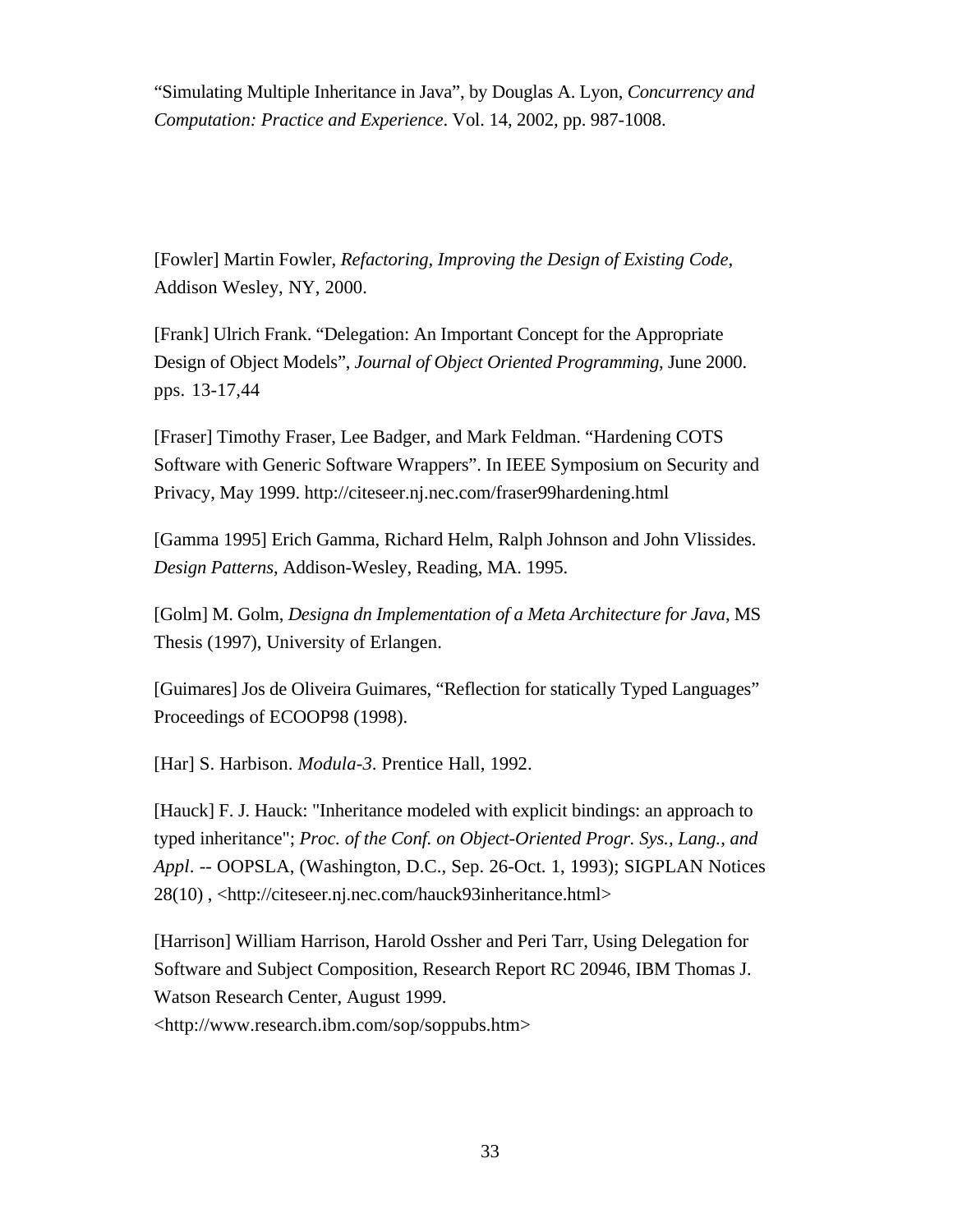“Simulating Multiple Inheritance in Java”, by Douglas A. Lyon, *Concurrency and Computation: Practice and Experience*. Vol. 14, 2002, pp. 987-1008.

[Fowler] Martin Fowler, *Refactoring, Improving the Design of Existing Code*, Addison Wesley, NY, 2000.

[Frank] Ulrich Frank. “Delegation: An Important Concept for the Appropriate Design of Object Models”, *Journal of Object Oriented Programming*, June 2000. pps. 13-17,44

[Fraser] Timothy Fraser, Lee Badger, and Mark Feldman. “Hardening COTS Software with Generic Software Wrappers”. In IEEE Symposium on Security and Privacy, May 1999. http://citeseer.nj.nec.com/fraser99hardening.html

[Gamma 1995] Erich Gamma, Richard Helm, Ralph Johnson and John Vlissides. *Design Patterns*, Addison-Wesley, Reading, MA. 1995.

[Golm] M. Golm, *Designa dn Implementation of a Meta Architecture for Java*, MS Thesis (1997), University of Erlangen.

[Guimares] Jos de Oliveira Guimares, “Reflection for statically Typed Languages” Proceedings of ECOOP98 (1998).

[Har] S. Harbison. *Modula-3*. Prentice Hall, 1992.

[Hauck] F. J. Hauck: "Inheritance modeled with explicit bindings: an approach to typed inheritance"; *Proc. of the Conf. on Object-Oriented Progr. Sys., Lang., and Appl*. -- OOPSLA, (Washington, D.C., Sep. 26-Oct. 1, 1993); SIGPLAN Notices 28(10) , <http://citeseer.nj.nec.com/hauck93inheritance.html>

[Harrison] William Harrison, Harold Ossher and Peri Tarr, Using Delegation for Software and Subject Composition, Research Report RC 20946, IBM Thomas J. Watson Research Center, August 1999. <http://www.research.ibm.com/sop/soppubs.htm>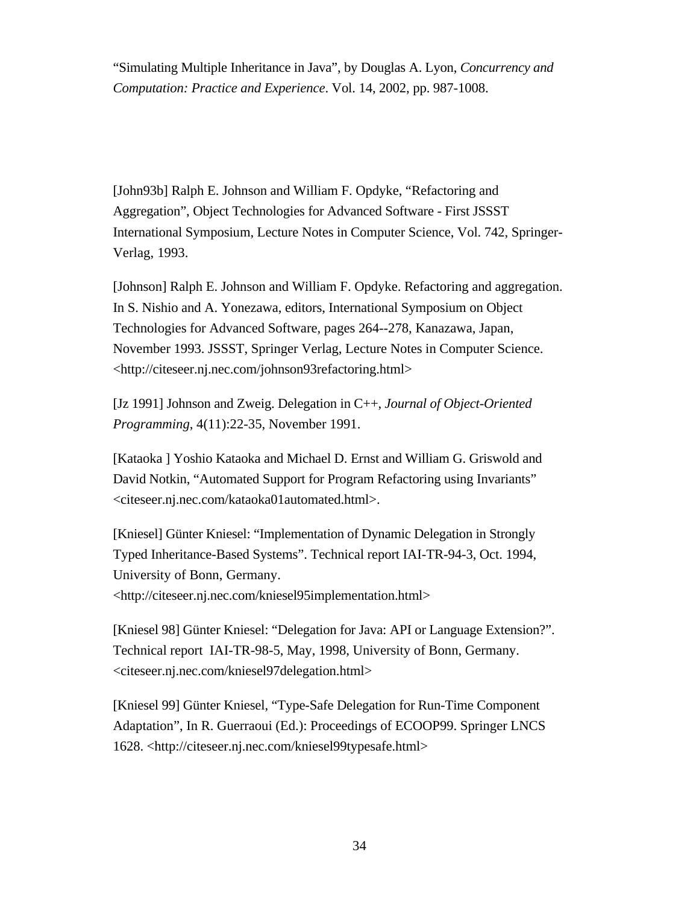"Simulating Multiple Inheritance in Java", by Douglas A. Lyon, *Concurrency and Computation: Practice and Experience*. Vol. 14, 2002, pp. 987-1008.

[John93b] Ralph E. Johnson and William F. Opdyke, "Refactoring and Aggregation", Object Technologies for Advanced Software - First JSSST International Symposium, Lecture Notes in Computer Science, Vol. 742, Springer-Verlag, 1993.

[Johnson] Ralph E. Johnson and William F. Opdyke. Refactoring and aggregation. In S. Nishio and A. Yonezawa, editors, International Symposium on Object Technologies for Advanced Software, pages 264--278, Kanazawa, Japan, November 1993. JSSST, Springer Verlag, Lecture Notes in Computer Science. <http://citeseer.nj.nec.com/johnson93refactoring.html>

[Jz 1991] Johnson and Zweig. Delegation in C++, *Journal of Object-Oriented Programming*, 4(11):22-35, November 1991.

[Kataoka ] Yoshio Kataoka and Michael D. Ernst and William G. Griswold and David Notkin, "Automated Support for Program Refactoring using Invariants" <citeseer.nj.nec.com/kataoka01automated.html>.

[Kniesel] Günter Kniesel: "Implementation of Dynamic Delegation in Strongly Typed Inheritance-Based Systems". Technical report IAI-TR-94-3, Oct. 1994, University of Bonn, Germany. <http://citeseer.nj.nec.com/kniesel95implementation.html>

[Kniesel 98] Günter Kniesel: "Delegation for Java: API or Language Extension?". Technical report IAI-TR-98-5, May, 1998, University of Bonn, Germany. <citeseer.nj.nec.com/kniesel97delegation.html>

[Kniesel 99] Günter Kniesel, "Type-Safe Delegation for Run-Time Component Adaptation", In R. Guerraoui (Ed.): Proceedings of ECOOP99. Springer LNCS 1628. <http://citeseer.nj.nec.com/kniesel99typesafe.html>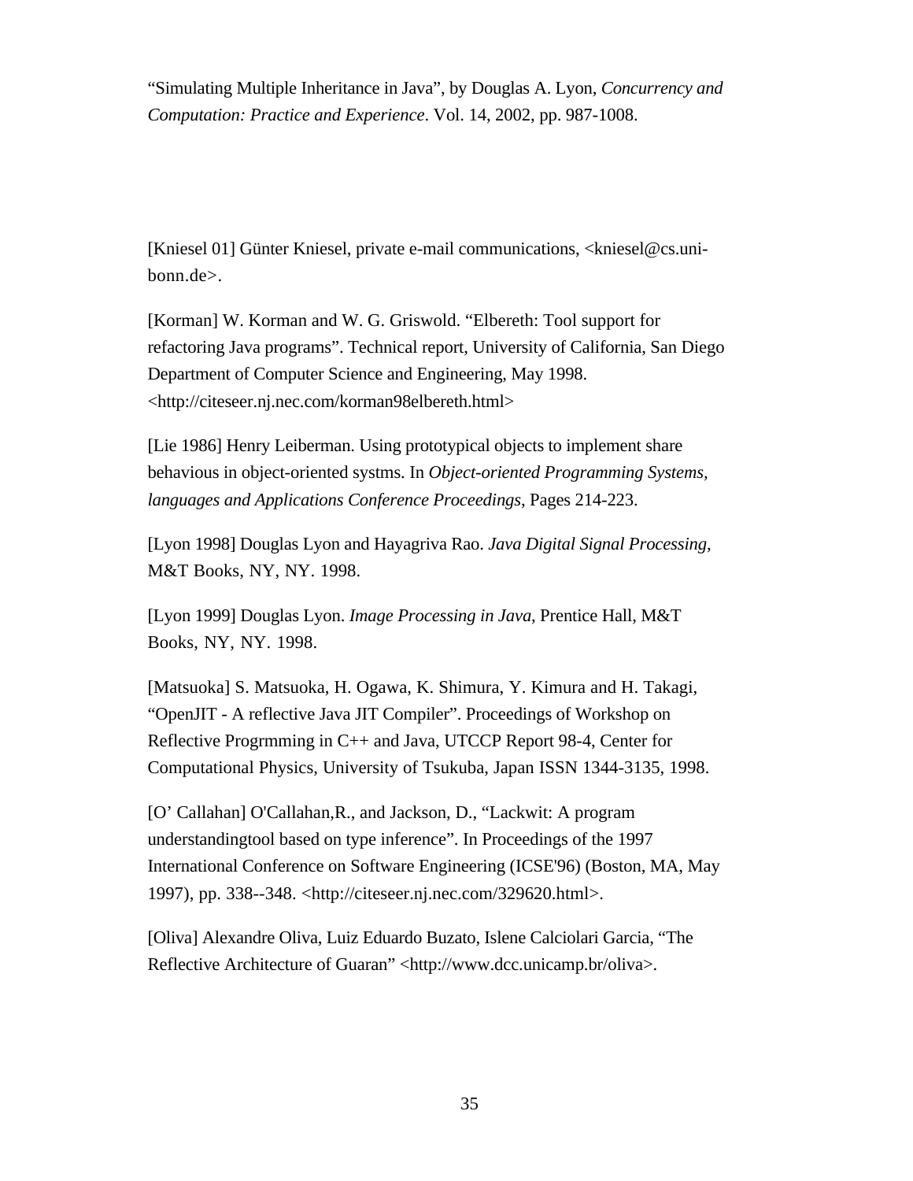"Simulating Multiple Inheritance in Java", by Douglas A. Lyon, *Concurrency and Computation: Practice and Experience*. Vol. 14, 2002, pp. 987-1008.

[Kniesel 01] Günter Kniesel, private e-mail communications, <kniesel@cs.uni-bonn.de>.

[Korman] W. Korman and W. G. Griswold. "Elbereth: Tool support for refactoring Java programs". Technical report, University of California, San Diego Department of Computer Science and Engineering, May 1998. <http://citeseer.nj.nec.com/korman98elbereth.html>

[Lie 1986] Henry Leiberman. Using prototypical objects to implement share behavious in object-oriented systms. In *Object-oriented Programming Systems, languages and Applications Conference Proceedings*, Pages 214-223.

[Lyon 1998] Douglas Lyon and Hayagriva Rao. *Java Digital Signal Processing*, M&T Books, NY, NY. 1998.

[Lyon 1999] Douglas Lyon. *Image Processing in Java*, Prentice Hall, M&T Books, NY, NY. 1998.

[Matsuoka] S. Matsuoka, H. Ogawa, K. Shimura, Y. Kimura and H. Takagi, "OpenJIT - A reflective Java JIT Compiler". Proceedings of Workshop on Reflective Progrmming in C++ and Java, UTCCP Report 98-4, Center for Computational Physics, University of Tsukuba, Japan ISSN 1344-3135, 1998.

[O' Callahan] O'Callahan,R., and Jackson, D., "Lackwit: A program understandingtool based on type inference". In Proceedings of the 1997 International Conference on Software Engineering (ICSE'96) (Boston, MA, May 1997), pp. 338--348. <http://citeseer.nj.nec.com/329620.html>.

[Oliva] Alexandre Oliva, Luiz Eduardo Buzato, Islene Calciolari Garcia, "The Reflective Architecture of Guaran" <http://www.dcc.unicamp.br/oliva>.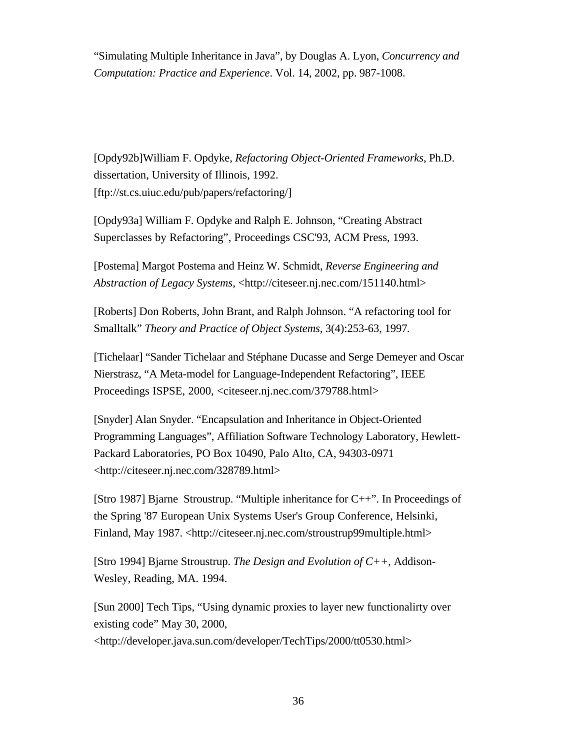"Simulating Multiple Inheritance in Java", by Douglas A. Lyon, *Concurrency and Computation: Practice and Experience*. Vol. 14, 2002, pp. 987-1008.

[Opdy92b]William F. Opdyke, *Refactoring Object-Oriented Frameworks*, Ph.D. dissertation, University of Illinois, 1992. [ftp://st.cs.uiuc.edu/pub/papers/refactoring/]

[Opdy93a] William F. Opdyke and Ralph E. Johnson, "Creating Abstract Superclasses by Refactoring", Proceedings CSC'93, ACM Press, 1993.

[Postema] Margot Postema and Heinz W. Schmidt, *Reverse Engineering and Abstraction of Legacy Systems*, <http://citeseer.nj.nec.com/151140.html>

[Roberts] Don Roberts, John Brant, and Ralph Johnson. "A refactoring tool for Smalltalk" *Theory and Practice of Object Systems*, 3(4):253-63, 1997.

[Tichelaar] "Sander Tichelaar and Stéphane Ducasse and Serge Demeyer and Oscar Nierstrasz, "A Meta-model for Language-Independent Refactoring", IEEE Proceedings ISPSE, 2000, <citeseer.nj.nec.com/379788.html>

[Snyder] Alan Snyder. "Encapsulation and Inheritance in Object-Oriented Programming Languages", Affiliation Software Technology Laboratory, Hewlett-Packard Laboratories, PO Box 10490, Palo Alto, CA, 94303-0971 <http://citeseer.nj.nec.com/328789.html>

[Stro 1987] Bjarne Stroustrup. "Multiple inheritance for C++". In Proceedings of the Spring '87 European Unix Systems User's Group Conference, Helsinki, Finland, May 1987. <http://citeseer.nj.nec.com/stroustrup99multiple.html>

[Stro 1994] Bjarne Stroustrup. *The Design and Evolution of C++*, Addison-Wesley, Reading, MA. 1994.

[Sun 2000] Tech Tips, "Using dynamic proxies to layer new functionalirty over existing code" May 30, 2000, <http://developer.java.sun.com/developer/TechTips/2000/tt0530.html>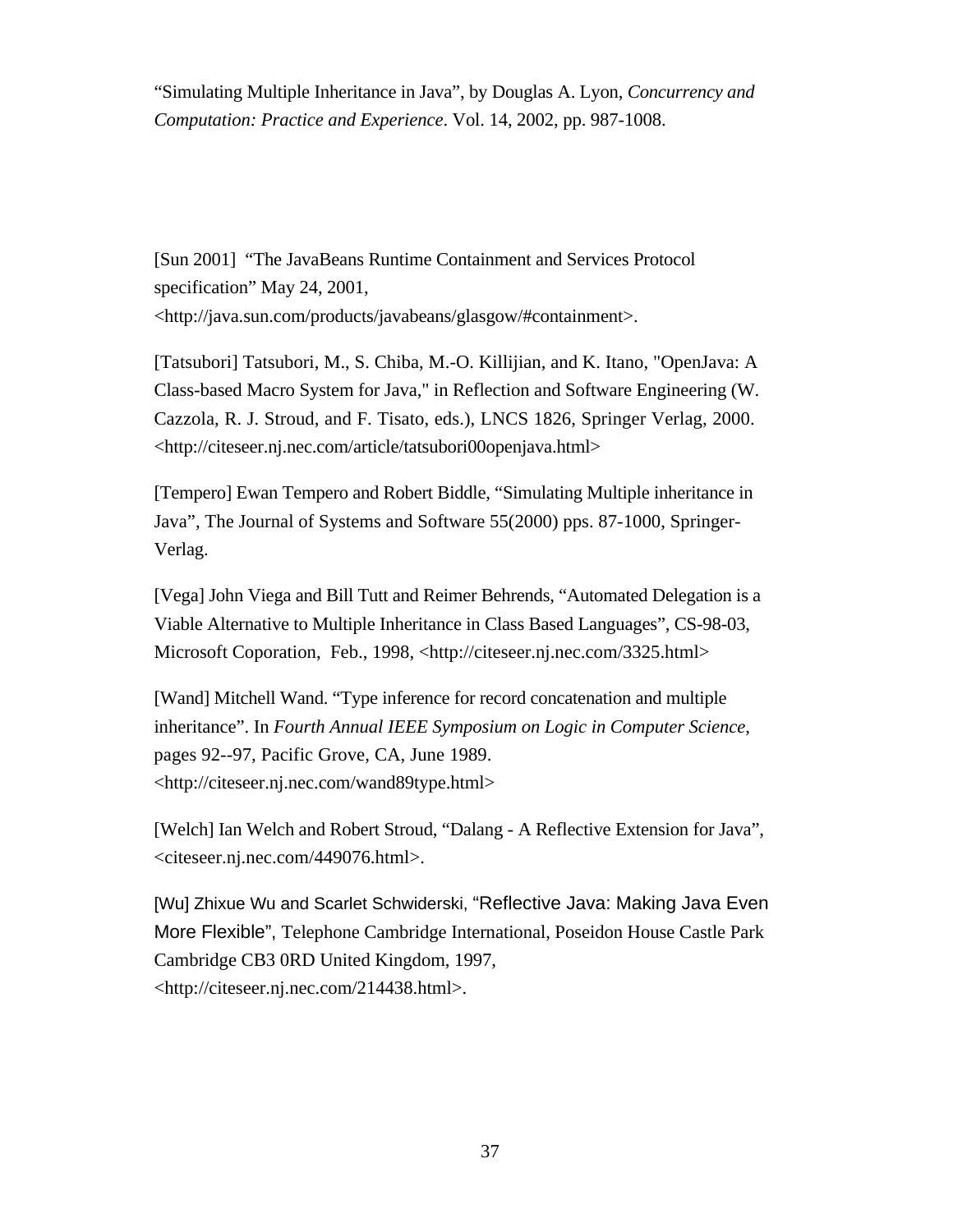"Simulating Multiple Inheritance in Java", by Douglas A. Lyon, *Concurrency and Computation: Practice and Experience*. Vol. 14, 2002, pp. 987-1008.

[Sun 2001] "The JavaBeans Runtime Containment and Services Protocol specification" May 24, 2001, <http://java.sun.com/products/javabeans/glasgow/#containment>.

[Tatsubori] Tatsubori, M., S. Chiba, M.-O. Killijian, and K. Itano, "OpenJava: A Class-based Macro System for Java," in Reflection and Software Engineering (W. Cazzola, R. J. Stroud, and F. Tisato, eds.), LNCS 1826, Springer Verlag, 2000. <http://citeseer.nj.nec.com/article/tatsubori00openjava.html>

[Tempero] Ewan Tempero and Robert Biddle, "Simulating Multiple inheritance in Java", The Journal of Systems and Software 55(2000) pps. 87-1000, Springer-Verlag.

[Vega] John Viega and Bill Tutt and Reimer Behrends, "Automated Delegation is a Viable Alternative to Multiple Inheritance in Class Based Languages", CS-98-03, Microsoft Coporation, Feb., 1998, <http://citeseer.nj.nec.com/3325.html>

[Wand] Mitchell Wand. "Type inference for record concatenation and multiple inheritance". In *Fourth Annual IEEE Symposium on Logic in Computer Science*, pages 92--97, Pacific Grove, CA, June 1989. <http://citeseer.nj.nec.com/wand89type.html>

[Welch] Ian Welch and Robert Stroud, "Dalang - A Reflective Extension for Java", <citeseer.nj.nec.com/449076.html>.

[Wu] Zhixue Wu and Scarlet Schwiderski, "Reflective Java: Making Java Even More Flexible", Telephone Cambridge International, Poseidon House Castle Park Cambridge CB3 0RD United Kingdom, 1997, <http://citeseer.nj.nec.com/214438.html>.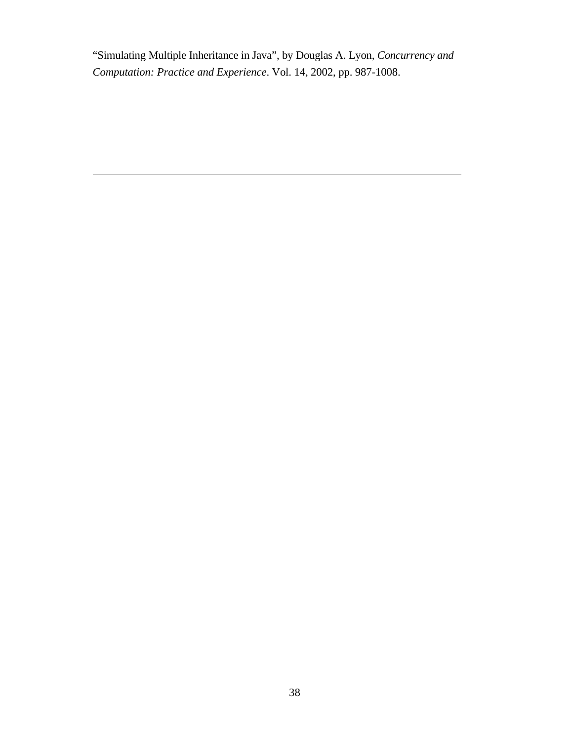"Simulating Multiple Inheritance in Java", by Douglas A. Lyon, *Concurrency and Computation: Practice and Experience*. Vol. 14, 2002, pp. 987-1008.

---